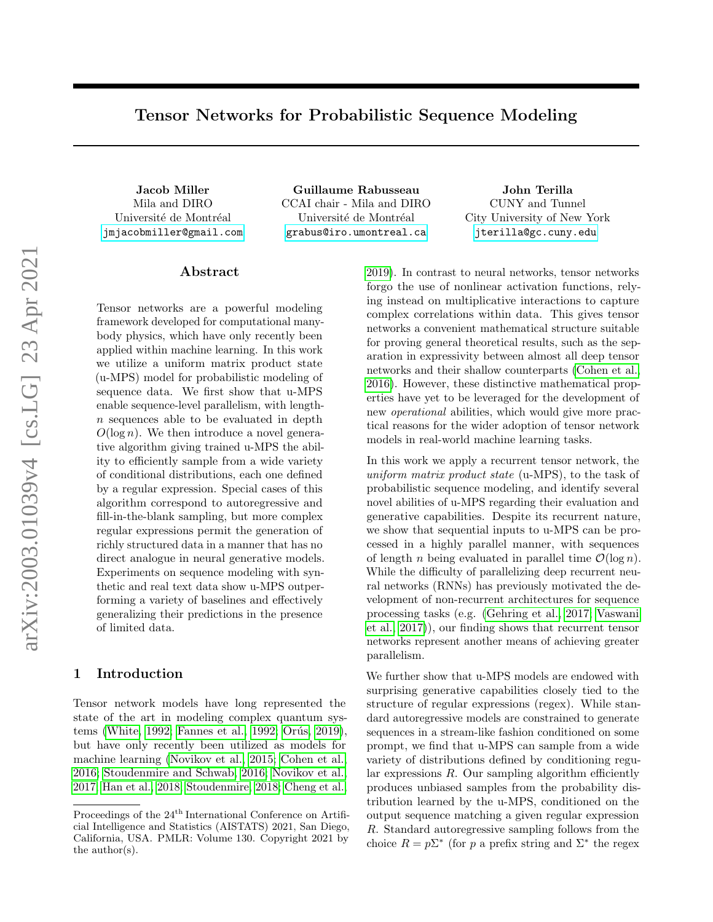# Tensor Networks for Probabilistic Sequence Modeling

**Jacob Miller**
Mila and DIRO
Université de Montréal
jmjacobmiller@gmail.com

**Guillaume Rabusseau**
CCAI chair - Mila and DIRO
Université de Montréal
grabus@iro.umontreal.ca

**John Terilla**
CUNY and Tunnel
City University of New York
jterilla@gc.cuny.edu

## Abstract

Tensor networks are a powerful modeling framework developed for computational many-body physics, which have only recently been applied within machine learning. In this work we utilize a uniform matrix product state (u-MPS) model for probabilistic modeling of sequence data. We first show that u-MPS enable sequence-level parallelism, with length-$n$ sequences able to be evaluated in depth $O(\log n)$. We then introduce a novel generative algorithm giving trained u-MPS the ability to efficiently sample from a wide variety of conditional distributions, each one defined by a regular expression. Special cases of this algorithm correspond to autoregressive and fill-in-the-blank sampling, but more complex regular expressions permit the generation of richly structured data in a manner that has no direct analogue in neural generative models. Experiments on sequence modeling with synthetic and real text data show u-MPS outperforming a variety of baselines and effectively generalizing their predictions in the presence of limited data.

## 1 Introduction

Tensor network models have long represented the state of the art in modeling complex quantum systems (White, 1992; Fannes et al., 1992; Orús, 2019), but have only recently been utilized as models for machine learning (Novikov et al., 2015; Cohen et al., 2016; Stoudenmire and Schwab, 2016; Novikov et al., 2017; Han et al., 2018; Stoudenmire, 2018; Cheng et al., 2019). In contrast to neural networks, tensor networks forgo the use of nonlinear activation functions, relying instead on multiplicative interactions to capture complex correlations within data. This gives tensor networks a convenient mathematical structure suitable for proving general theoretical results, such as the separation in expressivity between almost all deep tensor networks and their shallow counterparts (Cohen et al., 2016). However, these distinctive mathematical properties have yet to be leveraged for the development of new *operational* abilities, which would give more practical reasons for the wider adoption of tensor network models in real-world machine learning tasks.

In this work we apply a recurrent tensor network, the *uniform matrix product state* (u-MPS), to the task of probabilistic sequence modeling, and identify several novel abilities of u-MPS regarding their evaluation and generative capabilities. Despite its recurrent nature, we show that sequential inputs to u-MPS can be processed in a highly parallel manner, with sequences of length $n$ being evaluated in parallel time $\mathcal{O}(\log n)$. While the difficulty of parallelizing deep recurrent neural networks (RNNs) has previously motivated the development of non-recurrent architectures for sequence processing tasks (e.g. (Gehring et al., 2017; Vaswani et al., 2017)), our finding shows that recurrent tensor networks represent another means of achieving greater parallelism.

We further show that u-MPS models are endowed with surprising generative capabilities closely tied to the structure of regular expressions (regex). While standard autoregressive models are constrained to generate sequences in a stream-like fashion conditioned on some prompt, we find that u-MPS can sample from a wide variety of distributions defined by conditioning regular expressions $R$. Our sampling algorithm efficiently produces unbiased samples from the probability distribution learned by the u-MPS, conditioned on the output sequence matching a given regular expression $R$. Standard autoregressive sampling follows from the choice $R = p\Sigma^*$ (for $p$ a prefix string and $\Sigma^*$ the regex

Proceedings of the 24[th] International Conference on Artificial Intelligence and Statistics (AISTATS) 2021, San Diego, California, USA. PMLR: Volume 130. Copyright 2021 by the author(s).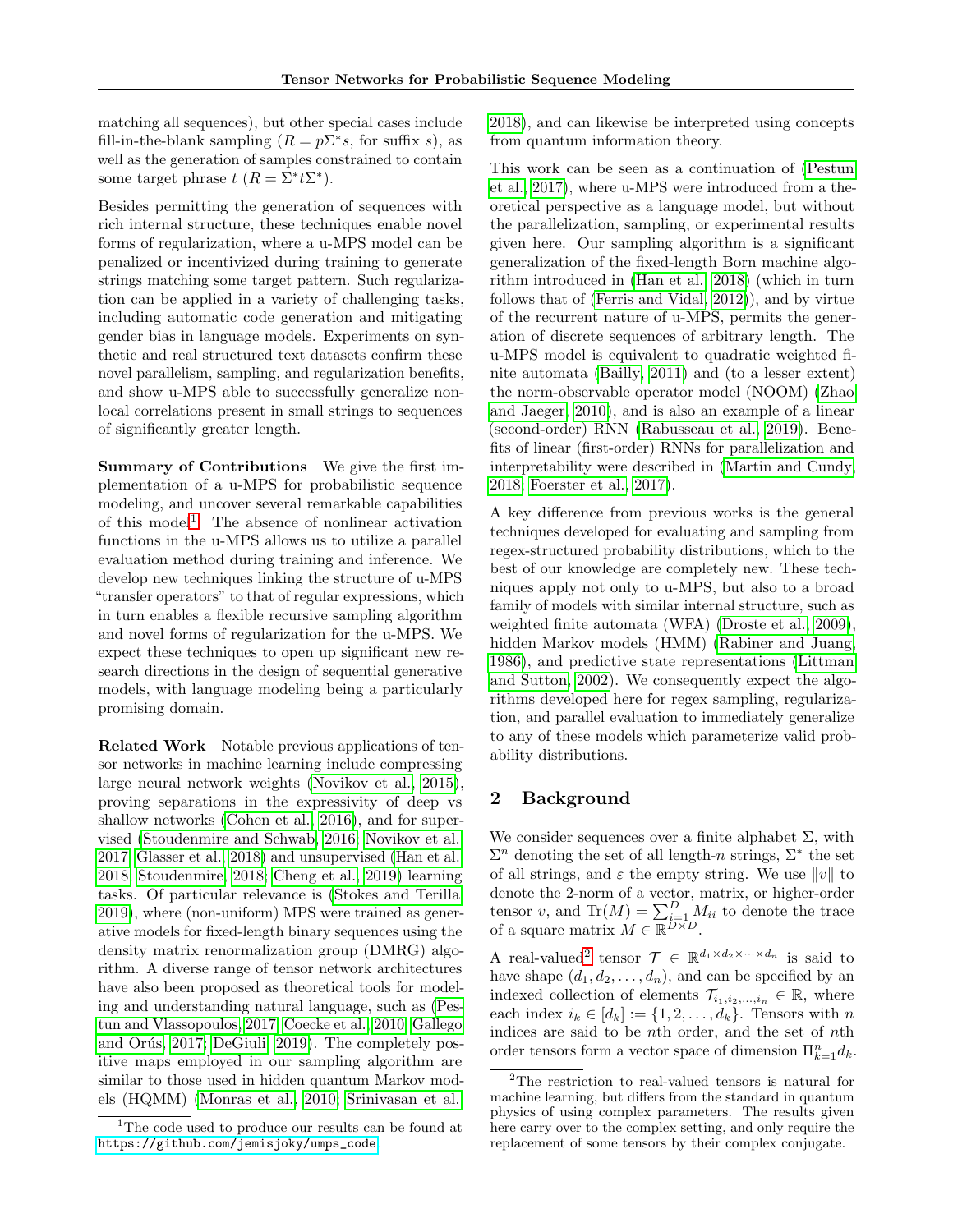matching all sequences), but other special cases include fill-in-the-blank sampling ($R = p\Sigma^* s$, for suffix $s$), as well as the generation of samples constrained to contain some target phrase $t$ ($R = \Sigma^* t \Sigma^*$).

Besides permitting the generation of sequences with rich internal structure, these techniques enable novel forms of regularization, where a u-MPS model can be penalized or incentivized during training to generate strings matching some target pattern. Such regularization can be applied in a variety of challenging tasks, including automatic code generation and mitigating gender bias in language models. Experiments on synthetic and real structured text datasets confirm these novel parallelism, sampling, and regularization benefits, and show u-MPS able to successfully generalize nonlocal correlations present in small strings to sequences of significantly greater length.

**Summary of Contributions** We give the first implementation of a u-MPS for probabilistic sequence modeling, and uncover several remarkable capabilities of this model[1]. The absence of nonlinear activation functions in the u-MPS allows us to utilize a parallel evaluation method during training and inference. We develop new techniques linking the structure of u-MPS "transfer operators" to that of regular expressions, which in turn enables a flexible recursive sampling algorithm and novel forms of regularization for the u-MPS. We expect these techniques to open up significant new research directions in the design of sequential generative models, with language modeling being a particularly promising domain.

**Related Work** Notable previous applications of tensor networks in machine learning include compressing large neural network weights (Novikov et al., 2015), proving separations in the expressivity of deep vs shallow networks (Cohen et al., 2016), and for supervised (Stoudenmire and Schwab, 2016; Novikov et al., 2017; Glasser et al., 2018) and unsupervised (Han et al., 2018; Stoudenmire, 2018; Cheng et al., 2019) learning tasks. Of particular relevance is (Stokes and Terilla, 2019), where (non-uniform) MPS were trained as generative models for fixed-length binary sequences using the density matrix renormalization group (DMRG) algorithm. A diverse range of tensor network architectures have also been proposed as theoretical tools for modeling and understanding natural language, such as (Pestun and Vlassopoulos, 2017; Coecke et al., 2010; Gallego and Orús, 2017; DeGiuli, 2019). The completely positive maps employed in our sampling algorithm are similar to those used in hidden quantum Markov models (HQMM) (Monras et al., 2010; Srinivasan et al., 2018), and can likewise be interpreted using concepts from quantum information theory.

This work can be seen as a continuation of (Pestun et al., 2017), where u-MPS were introduced from a theoretical perspective as a language model, but without the parallelization, sampling, or experimental results given here. Our sampling algorithm is a significant generalization of the fixed-length Born machine algorithm introduced in (Han et al., 2018) (which in turn follows that of (Ferris and Vidal, 2012)), and by virtue of the recurrent nature of u-MPS, permits the generation of discrete sequences of arbitrary length. The u-MPS model is equivalent to quadratic weighted finite automata (Bailly, 2011) and (to a lesser extent) the norm-observable operator model (NOOM) (Zhao and Jaeger, 2010), and is also an example of a linear (second-order) RNN (Rabusseau et al., 2019). Benefits of linear (first-order) RNNs for parallelization and interpretability were described in (Martin and Cundy, 2018; Foerster et al., 2017).

A key difference from previous works is the general techniques developed for evaluating and sampling from regex-structured probability distributions, which to the best of our knowledge are completely new. These techniques apply not only to u-MPS, but also to a broad family of models with similar internal structure, such as weighted finite automata (WFA) (Droste et al., 2009), hidden Markov models (HMM) (Rabiner and Juang, 1986), and predictive state representations (Littman and Sutton, 2002). We consequently expect the algorithms developed here for regex sampling, regularization, and parallel evaluation to immediately generalize to any of these models which parameterize valid probability distributions.

## 2 Background

We consider sequences over a finite alphabet $\Sigma$, with $\Sigma^n$ denoting the set of all length-$n$ strings, $\Sigma^*$ the set of all strings, and $\varepsilon$ the empty string. We use $\|v\|$ to denote the 2-norm of a vector, matrix, or higher-order tensor $v$, and $\mathrm{Tr}(M) = \sum_{i=1}^{D} M_{ii}$ to denote the trace of a square matrix $M \in \mathbb{R}^{D \times D}$.

A real-valued[2] tensor $\mathcal{T} \in \mathbb{R}^{d_1 \times d_2 \times \cdots \times d_n}$ is said to have shape $(d_1, d_2, \ldots, d_n)$, and can be specified by an indexed collection of elements $\mathcal{T}_{i_1, i_2, \ldots, i_n} \in \mathbb{R}$, where each index $i_k \in [d_k] := \{1, 2, \ldots, d_k\}$. Tensors with $n$ indices are said to be $n$th order, and the set of $n$th order tensors form a vector space of dimension $\Pi_{k=1}^{n} d_k$.

[1] The code used to produce our results can be found at https://github.com/jemisjoky/umps_code

[2] The restriction to real-valued tensors is natural for machine learning, but differs from the standard in quantum physics of using complex parameters. The results given here carry over to the complex setting, and only require the replacement of some tensors by their complex conjugate.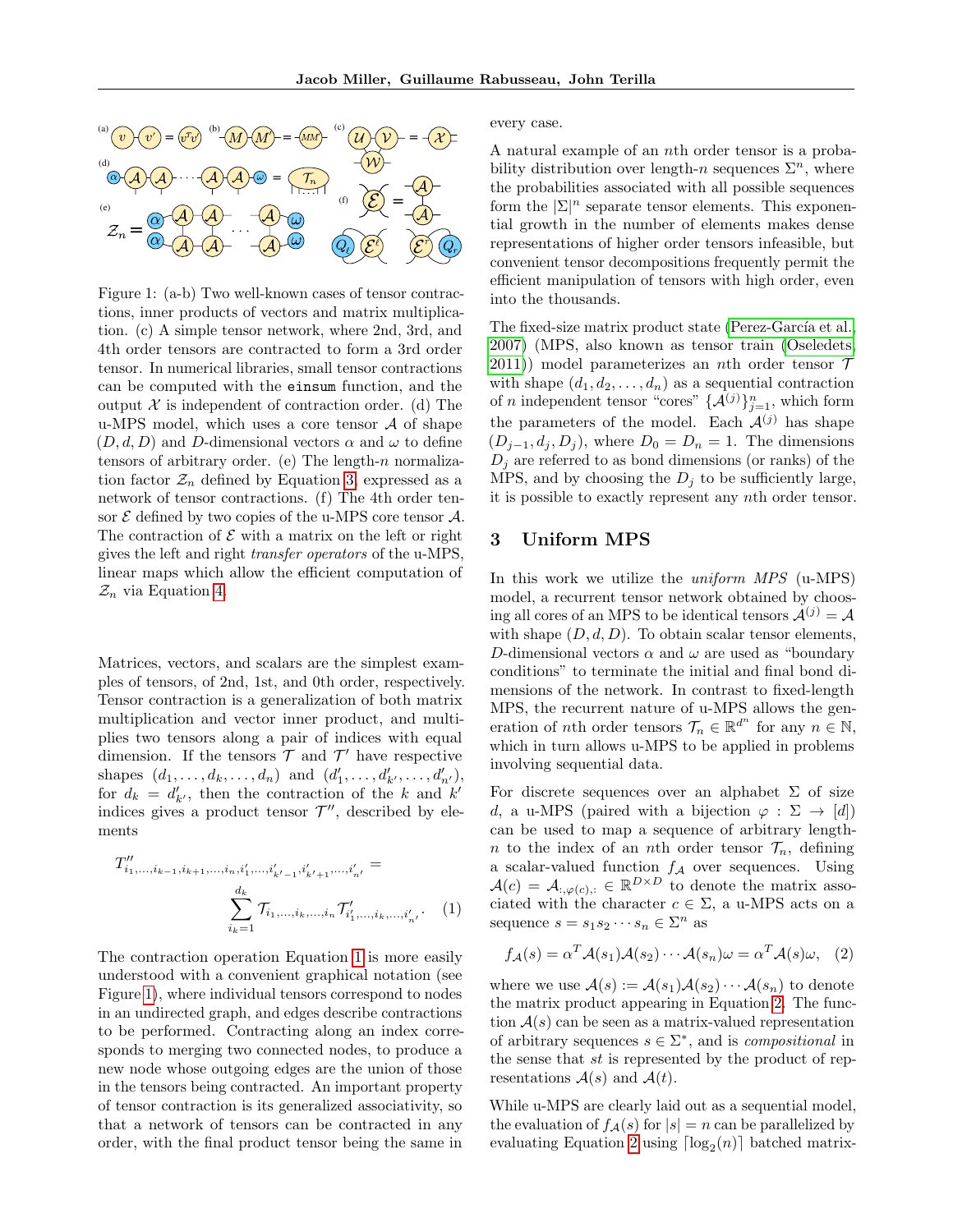Figure 1: (a-b) Two well-known cases of tensor contractions, inner products of vectors and matrix multiplication. (c) A simple tensor network, where 2nd, 3rd, and 4th order tensors are contracted to form a 3rd order tensor. In numerical libraries, small tensor contractions can be computed with the `einsum` function, and the output $\mathcal{X}$ is independent of contraction order. (d) The u-MPS model, which uses a core tensor $\mathcal{A}$ of shape $(D, d, D)$ and $D$-dimensional vectors $\alpha$ and $\omega$ to define tensors of arbitrary order. (e) The length-$n$ normalization factor $\mathcal{Z}_n$ defined by Equation 3, expressed as a network of tensor contractions. (f) The 4th order tensor $\mathcal{E}$ defined by two copies of the u-MPS core tensor $\mathcal{A}$. The contraction of $\mathcal{E}$ with a matrix on the left or right gives the left and right *transfer operators* of the u-MPS, linear maps which allow the efficient computation of $\mathcal{Z}_n$ via Equation 4.

Matrices, vectors, and scalars are the simplest examples of tensors, of 2nd, 1st, and 0th order, respectively. Tensor contraction is a generalization of both matrix multiplication and vector inner product, and multiplies two tensors along a pair of indices with equal dimension. If the tensors $\mathcal{T}$ and $\mathcal{T}'$ have respective shapes $(d_1, \ldots, d_k, \ldots, d_n)$ and $(d'_1, \ldots, d'_{k'}, \ldots, d'_{n'})$, for $d_k = d'_{k'}$, then the contraction of the $k$ and $k'$ indices gives a product tensor $\mathcal{T}''$, described by elements

$$T''_{i_1,\ldots,i_{k-1},i_{k+1},\ldots,i_n,i'_1,\ldots,i'_{k'-1},i'_{k'+1},\ldots,i'_{n'}} = \sum_{i_k=1}^{d_k} \mathcal{T}_{i_1,\ldots,i_k,\ldots,i_n} \mathcal{T}'_{i'_1,\ldots,i_k,\ldots,i'_{n'}}. \quad (1)$$

The contraction operation Equation 1 is more easily understood with a convenient graphical notation (see Figure 1), where individual tensors correspond to nodes in an undirected graph, and edges describe contractions to be performed. Contracting along an index corresponds to merging two connected nodes, to produce a new node whose outgoing edges are the union of those in the tensors being contracted. An important property of tensor contraction is its generalized associativity, so that a network of tensors can be contracted in any order, with the final product tensor being the same in every case.

A natural example of an $n$th order tensor is a probability distribution over length-$n$ sequences $\Sigma^n$, where the probabilities associated with all possible sequences form the $|\Sigma|^n$ separate tensor elements. This exponential growth in the number of elements makes dense representations of higher order tensors infeasible, but convenient tensor decompositions frequently permit the efficient manipulation of tensors with high order, even into the thousands.

The fixed-size matrix product state (Perez-García et al., 2007) (MPS, also known as tensor train (Oseledets, 2011)) model parameterizes an $n$th order tensor $\mathcal{T}$ with shape $(d_1, d_2, \ldots, d_n)$ as a sequential contraction of $n$ independent tensor "cores" $\{\mathcal{A}^{(j)}\}_{j=1}^n$, which form the parameters of the model. Each $\mathcal{A}^{(j)}$ has shape $(D_{j-1}, d_j, D_j)$, where $D_0 = D_n = 1$. The dimensions $D_j$ are referred to as bond dimensions (or ranks) of the MPS, and by choosing the $D_j$ to be sufficiently large, it is possible to exactly represent any $n$th order tensor.

## 3 Uniform MPS

In this work we utilize the *uniform MPS* (u-MPS) model, a recurrent tensor network obtained by choosing all cores of an MPS to be identical tensors $\mathcal{A}^{(j)} = \mathcal{A}$ with shape $(D, d, D)$. To obtain scalar tensor elements, $D$-dimensional vectors $\alpha$ and $\omega$ are used as "boundary conditions" to terminate the initial and final bond dimensions of the network. In contrast to fixed-length MPS, the recurrent nature of u-MPS allows the generation of $n$th order tensors $\mathcal{T}_n \in \mathbb{R}^{d^n}$ for any $n \in \mathbb{N}$, which in turn allows u-MPS to be applied in problems involving sequential data.

For discrete sequences over an alphabet $\Sigma$ of size $d$, a u-MPS (paired with a bijection $\varphi : \Sigma \to [d]$) can be used to map a sequence of arbitrary length-$n$ to the index of an $n$th order tensor $\mathcal{T}_n$, defining a scalar-valued function $f_{\mathcal{A}}$ over sequences. Using $\mathcal{A}(c) = \mathcal{A}_{:,\varphi(c),:} \in \mathbb{R}^{D \times D}$ to denote the matrix associated with the character $c \in \Sigma$, a u-MPS acts on a sequence $s = s_1 s_2 \cdots s_n \in \Sigma^n$ as

$$f_{\mathcal{A}}(s) = \alpha^T \mathcal{A}(s_1)\mathcal{A}(s_2) \cdots \mathcal{A}(s_n)\omega = \alpha^T \mathcal{A}(s)\omega, \quad (2)$$

where we use $\mathcal{A}(s) := \mathcal{A}(s_1)\mathcal{A}(s_2)\cdots\mathcal{A}(s_n)$ to denote the matrix product appearing in Equation 2. The function $\mathcal{A}(s)$ can be seen as a matrix-valued representation of arbitrary sequences $s \in \Sigma^*$, and is *compositional* in the sense that $st$ is represented by the product of representations $\mathcal{A}(s)$ and $\mathcal{A}(t)$.

While u-MPS are clearly laid out as a sequential model, the evaluation of $f_{\mathcal{A}}(s)$ for $|s| = n$ can be parallelized by evaluating Equation 2 using $\lceil \log_2(n) \rceil$ batched matrix-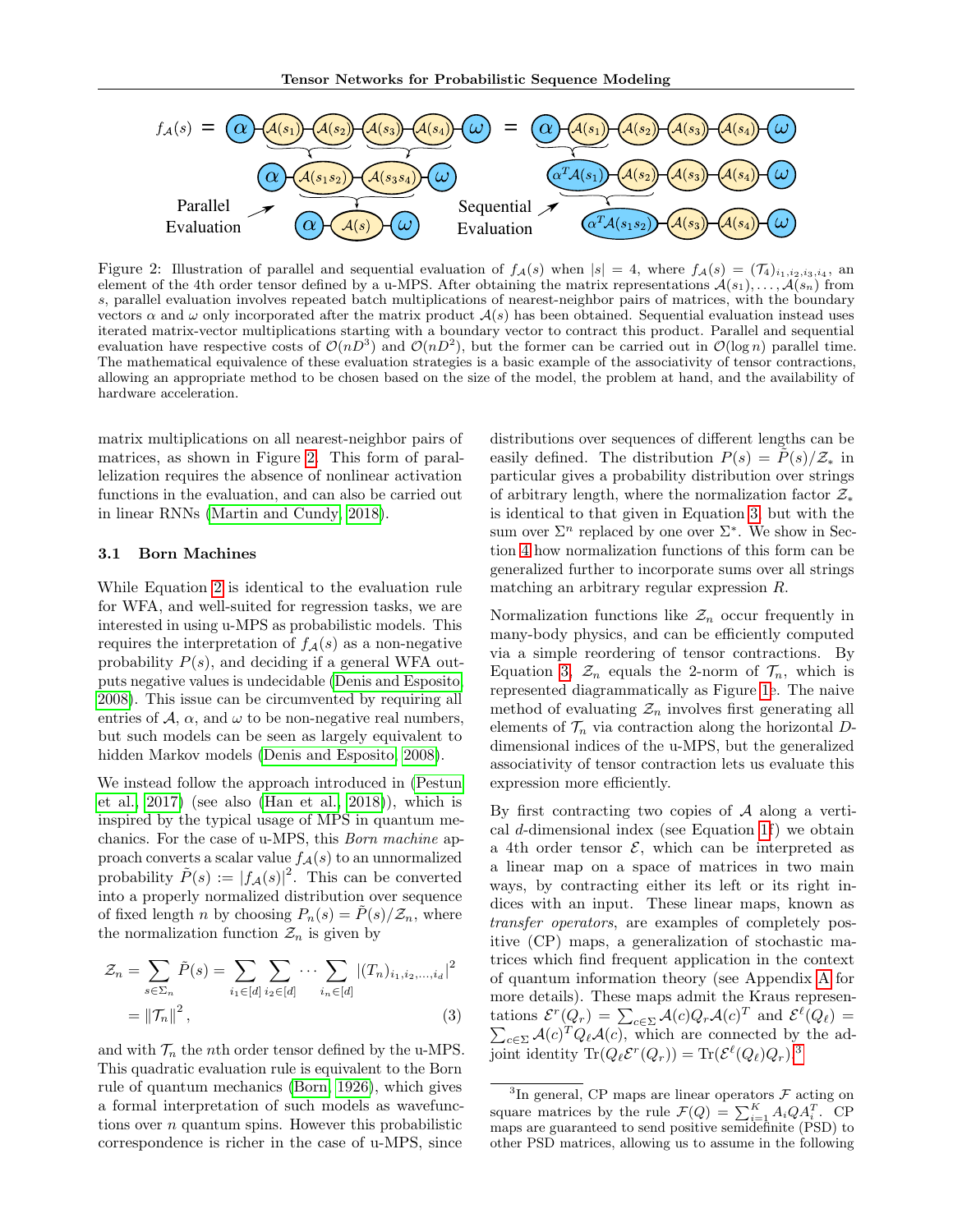Figure 2: Illustration of parallel and sequential evaluation of $f_{\mathcal{A}}(s)$ when $|s| = 4$, where $f_{\mathcal{A}}(s) = (\mathcal{T}_4)_{i_1,i_2,i_3,i_4}$, an element of the 4th order tensor defined by a u-MPS. After obtaining the matrix representations $\mathcal{A}(s_1), \ldots, \mathcal{A}(s_n)$ from $s$, parallel evaluation involves repeated batch multiplications of nearest-neighbor pairs of matrices, with the boundary vectors $\alpha$ and $\omega$ only incorporated after the matrix product $\mathcal{A}(s)$ has been obtained. Sequential evaluation instead uses iterated matrix-vector multiplications starting with a boundary vector to contract this product. Parallel and sequential evaluation have respective costs of $\mathcal{O}(nD^3)$ and $\mathcal{O}(nD^2)$, but the former can be carried out in $\mathcal{O}(\log n)$ parallel time. The mathematical equivalence of these evaluation strategies is a basic example of the associativity of tensor contractions, allowing an appropriate method to be chosen based on the size of the model, the problem at hand, and the availability of hardware acceleration.

matrix multiplications on all nearest-neighbor pairs of matrices, as shown in Figure 2. This form of parallelization requires the absence of nonlinear activation functions in the evaluation, and can also be carried out in linear RNNs (Martin and Cundy, 2018).

### 3.1 Born Machines

While Equation 2 is identical to the evaluation rule for WFA, and well-suited for regression tasks, we are interested in using u-MPS as probabilistic models. This requires the interpretation of $f_{\mathcal{A}}(s)$ as a non-negative probability $P(s)$, and deciding if a general WFA outputs negative values is undecidable (Denis and Esposito, 2008). This issue can be circumvented by requiring all entries of $\mathcal{A}$, $\alpha$, and $\omega$ to be non-negative real numbers, but such models can be seen as largely equivalent to hidden Markov models (Denis and Esposito, 2008).

We instead follow the approach introduced in (Pestun et al., 2017) (see also (Han et al., 2018)), which is inspired by the typical usage of MPS in quantum mechanics. For the case of u-MPS, this *Born machine* approach converts a scalar value $f_{\mathcal{A}}(s)$ to an unnormalized probability $\tilde{P}(s) := |f_{\mathcal{A}}(s)|^2$. This can be converted into a properly normalized distribution over sequence of fixed length $n$ by choosing $P_n(s) = \tilde{P}(s)/\mathcal{Z}_n$, where the normalization function $\mathcal{Z}_n$ is given by

$$
\begin{aligned}
\mathcal{Z}_n &= \sum_{s\in\Sigma_n} \tilde{P}(s) = \sum_{i_1\in[d]} \sum_{i_2\in[d]} \cdots \sum_{i_n\in[d]} |(T_n)_{i_1,i_2,\ldots,i_d}|^2 \\
&= \|\mathcal{T}_n\|^2, \qquad (3)
\end{aligned}
$$

and with $\mathcal{T}_n$ the $n$th order tensor defined by the u-MPS. This quadratic evaluation rule is equivalent to the Born rule of quantum mechanics (Born, 1926), which gives a formal interpretation of such models as wavefunctions over $n$ quantum spins. However this probabilistic correspondence is richer in the case of u-MPS, since distributions over sequences of different lengths can be easily defined. The distribution $P(s) = \tilde{P}(s)/\mathcal{Z}_*$ in particular gives a probability distribution over strings of arbitrary length, where the normalization factor $\mathcal{Z}_*$ is identical to that given in Equation 3, but with the sum over $\Sigma^n$ replaced by one over $\Sigma^*$. We show in Section 4 how normalization functions of this form can be generalized further to incorporate sums over all strings matching an arbitrary regular expression $R$.

Normalization functions like $\mathcal{Z}_n$ occur frequently in many-body physics, and can be efficiently computed via a simple reordering of tensor contractions. By Equation 3, $\mathcal{Z}_n$ equals the 2-norm of $\mathcal{T}_n$, which is represented diagrammatically as Figure 1e. The naive method of evaluating $\mathcal{Z}_n$ involves first generating all elements of $\mathcal{T}_n$ via contraction along the horizontal $D$-dimensional indices of the u-MPS, but the generalized associativity of tensor contraction lets us evaluate this expression more efficiently.

By first contracting two copies of $\mathcal{A}$ along a vertical $d$-dimensional index (see Equation 1f) we obtain a 4th order tensor $\mathcal{E}$, which can be interpreted as a linear map on a space of matrices in two main ways, by contracting either its left or its right indices with an input. These linear maps, known as *transfer operators*, are examples of completely positive (CP) maps, a generalization of stochastic matrices which find frequent application in the context of quantum information theory (see Appendix A for more details). These maps admit the Kraus representations $\mathcal{E}^r(Q_r) = \sum_{c\in\Sigma} \mathcal{A}(c) Q_r \mathcal{A}(c)^T$ and $\mathcal{E}^\ell(Q_\ell) = \sum_{c\in\Sigma} \mathcal{A}(c)^T Q_\ell \mathcal{A}(c)$, which are connected by the adjoint identity $\text{Tr}(Q_\ell \mathcal{E}^r(Q_r)) = \text{Tr}(\mathcal{E}^\ell(Q_\ell) Q_r)$.[3]

[3] In general, CP maps are linear operators $\mathcal{F}$ acting on square matrices by the rule $\mathcal{F}(Q) = \sum_{i=1}^K A_i Q A_i^T$. CP maps are guaranteed to send positive semidefinite (PSD) to other PSD matrices, allowing us to assume in the following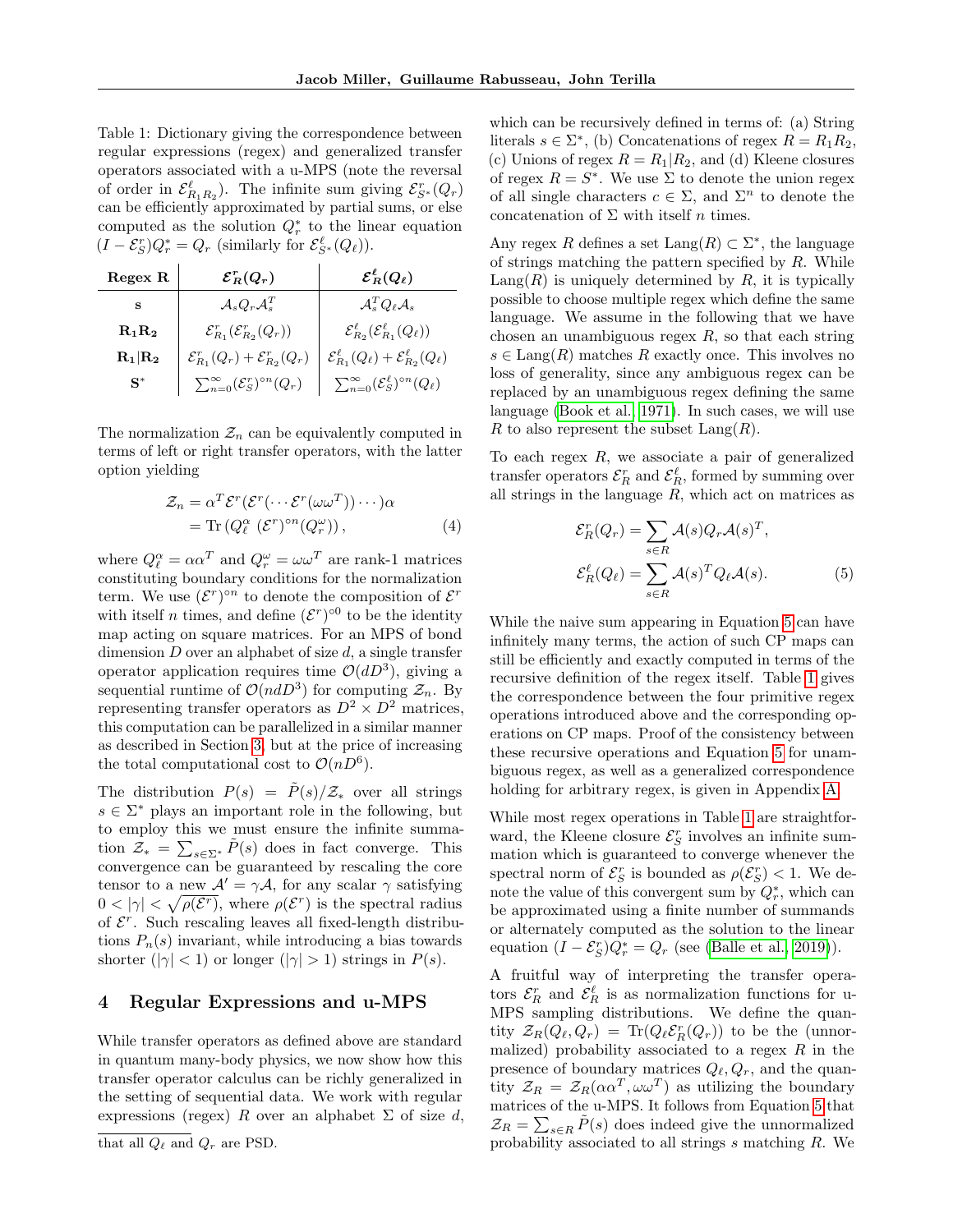Table 1: Dictionary giving the correspondence between regular expressions (regex) and generalized transfer operators associated with a u-MPS (note the reversal of order in $\mathcal{E}^\ell_{R_1R_2}$). The infinite sum giving $\mathcal{E}^r_{S^*}(Q_r)$ can be efficiently approximated by partial sums, or else computed as the solution $Q^*_r$ to the linear equation $(I - \mathcal{E}^r_S)Q^*_r = Q_r$ (similarly for $\mathcal{E}^\ell_{S^*}(Q_\ell)$).

| Regex R | $\mathcal{E}^r_R(Q_r)$ | $\mathcal{E}^\ell_R(Q_\ell)$ |
|---|---|---|
| $\mathbf{s}$ | $\mathcal{A}_s Q_r \mathcal{A}_s^T$ | $\mathcal{A}_s^T Q_\ell \mathcal{A}_s$ |
| $\mathbf{R_1 R_2}$ | $\mathcal{E}^r_{R_1}(\mathcal{E}^r_{R_2}(Q_r))$ | $\mathcal{E}^\ell_{R_2}(\mathcal{E}^\ell_{R_1}(Q_\ell))$ |
| $\mathbf{R_1 \vert R_2}$ | $\mathcal{E}^r_{R_1}(Q_r) + \mathcal{E}^r_{R_2}(Q_r)$ | $\mathcal{E}^\ell_{R_1}(Q_\ell) + \mathcal{E}^\ell_{R_2}(Q_\ell)$ |
| $\mathbf{S^*}$ | $\sum_{n=0}^\infty (\mathcal{E}^r_S)^{\circ n}(Q_r)$ | $\sum_{n=0}^\infty (\mathcal{E}^\ell_S)^{\circ n}(Q_\ell)$ |

The normalization $\mathcal{Z}_n$ can be equivalently computed in terms of left or right transfer operators, with the latter option yielding

$$\begin{aligned}\mathcal{Z}_n &= \alpha^T \mathcal{E}^r(\mathcal{E}^r(\cdots \mathcal{E}^r(\omega\omega^T))\cdots)\alpha \\ &= \operatorname{Tr}\left(Q^\alpha_\ell \ (\mathcal{E}^r)^{\circ n}(Q^\omega_r)\right),\end{aligned} \tag{4}$$

where $Q^\alpha_\ell = \alpha\alpha^T$ and $Q^\omega_r = \omega\omega^T$ are rank-1 matrices constituting boundary conditions for the normalization term. We use $(\mathcal{E}^r)^{\circ n}$ to denote the composition of $\mathcal{E}^r$ with itself $n$ times, and define $(\mathcal{E}^r)^{\circ 0}$ to be the identity map acting on square matrices. For an MPS of bond dimension $D$ over an alphabet of size $d$, a single transfer operator application requires time $\mathcal{O}(dD^3)$, giving a sequential runtime of $\mathcal{O}(ndD^3)$ for computing $\mathcal{Z}_n$. By representing transfer operators as $D^2 \times D^2$ matrices, this computation can be parallelized in a similar manner as described in Section 3, but at the price of increasing the total computational cost to $\mathcal{O}(nD^6)$.

The distribution $P(s) = \tilde{P}(s)/\mathcal{Z}_*$ over all strings $s \in \Sigma^*$ plays an important role in the following, but to employ this we must ensure the infinite summation $\mathcal{Z}_* = \sum_{s\in\Sigma^*} \tilde{P}(s)$ does in fact converge. This convergence can be guaranteed by rescaling the core tensor to a new $\mathcal{A}' = \gamma\mathcal{A}$, for any scalar $\gamma$ satisfying $0 < |\gamma| < \sqrt{\rho(\mathcal{E}^r)}$, where $\rho(\mathcal{E}^r)$ is the spectral radius of $\mathcal{E}^r$. Such rescaling leaves all fixed-length distributions $P_n(s)$ invariant, while introducing a bias towards shorter ($|\gamma| < 1$) or longer ($|\gamma| > 1$) strings in $P(s)$.

## 4 Regular Expressions and u-MPS

While transfer operators as defined above are standard in quantum many-body physics, we now show how this transfer operator calculus can be richly generalized in the setting of sequential data. We work with regular expressions (regex) $R$ over an alphabet $\Sigma$ of size $d$, which can be recursively defined in terms of: (a) String literals $s \in \Sigma^*$, (b) Concatenations of regex $R = R_1R_2$, (c) Unions of regex $R = R_1|R_2$, and (d) Kleene closures of regex $R = S^*$. We use $\Sigma$ to denote the union regex of all single characters $c \in \Sigma$, and $\Sigma^n$ to denote the concatenation of $\Sigma$ with itself $n$ times.

Any regex $R$ defines a set $\operatorname{Lang}(R) \subset \Sigma^*$, the language of strings matching the pattern specified by $R$. While $\operatorname{Lang}(R)$ is uniquely determined by $R$, it is typically possible to choose multiple regex which define the same language. We assume in the following that we have chosen an unambiguous regex $R$, so that each string $s \in \operatorname{Lang}(R)$ matches $R$ exactly once. This involves no loss of generality, since any ambiguous regex can be replaced by an unambiguous regex defining the same language (Book et al., 1971). In such cases, we will use $R$ to also represent the subset $\operatorname{Lang}(R)$.

To each regex $R$, we associate a pair of generalized transfer operators $\mathcal{E}^r_R$ and $\mathcal{E}^\ell_R$, formed by summing over all strings in the language $R$, which act on matrices as

$$\begin{aligned}\mathcal{E}^r_R(Q_r) &= \sum_{s\in R} \mathcal{A}(s) Q_r \mathcal{A}(s)^T, \\ \mathcal{E}^\ell_R(Q_\ell) &= \sum_{s\in R} \mathcal{A}(s)^T Q_\ell \mathcal{A}(s).\end{aligned} \tag{5}$$

While the naive sum appearing in Equation 5 can have infinitely many terms, the action of such CP maps can still be efficiently and exactly computed in terms of the recursive definition of the regex itself. Table 1 gives the correspondence between the four primitive regex operations introduced above and the corresponding operations on CP maps. Proof of the consistency between these recursive operations and Equation 5 for unambiguous regex, as well as a generalized correspondence holding for arbitrary regex, is given in Appendix A.

While most regex operations in Table 1 are straightforward, the Kleene closure $\mathcal{E}^r_S$ involves an infinite summation which is guaranteed to converge whenever the spectral norm of $\mathcal{E}^r_S$ is bounded as $\rho(\mathcal{E}^r_S) < 1$. We denote the value of this convergent sum by $Q^*_r$, which can be approximated using a finite number of summands or alternately computed as the solution to the linear equation $(I - \mathcal{E}^r_S)Q^*_r = Q_r$ (see (Balle et al., 2019)).

A fruitful way of interpreting the transfer operators $\mathcal{E}^r_R$ and $\mathcal{E}^\ell_R$ is as normalization functions for u-MPS sampling distributions. We define the quantity $\mathcal{Z}_R(Q_\ell, Q_r) = \operatorname{Tr}(Q_\ell \mathcal{E}^r_R(Q_r))$ to be the (unnormalized) probability associated to a regex $R$ in the presence of boundary matrices $Q_\ell, Q_r$, and the quantity $\mathcal{Z}_R = \mathcal{Z}_R(\alpha\alpha^T, \omega\omega^T)$ as utilizing the boundary matrices of the u-MPS. It follows from Equation 5 that $\mathcal{Z}_R = \sum_{s\in R} \tilde{P}(s)$ does indeed give the unnormalized probability associated to all strings $s$ matching $R$. We

that all $Q_\ell$ and $Q_r$ are PSD.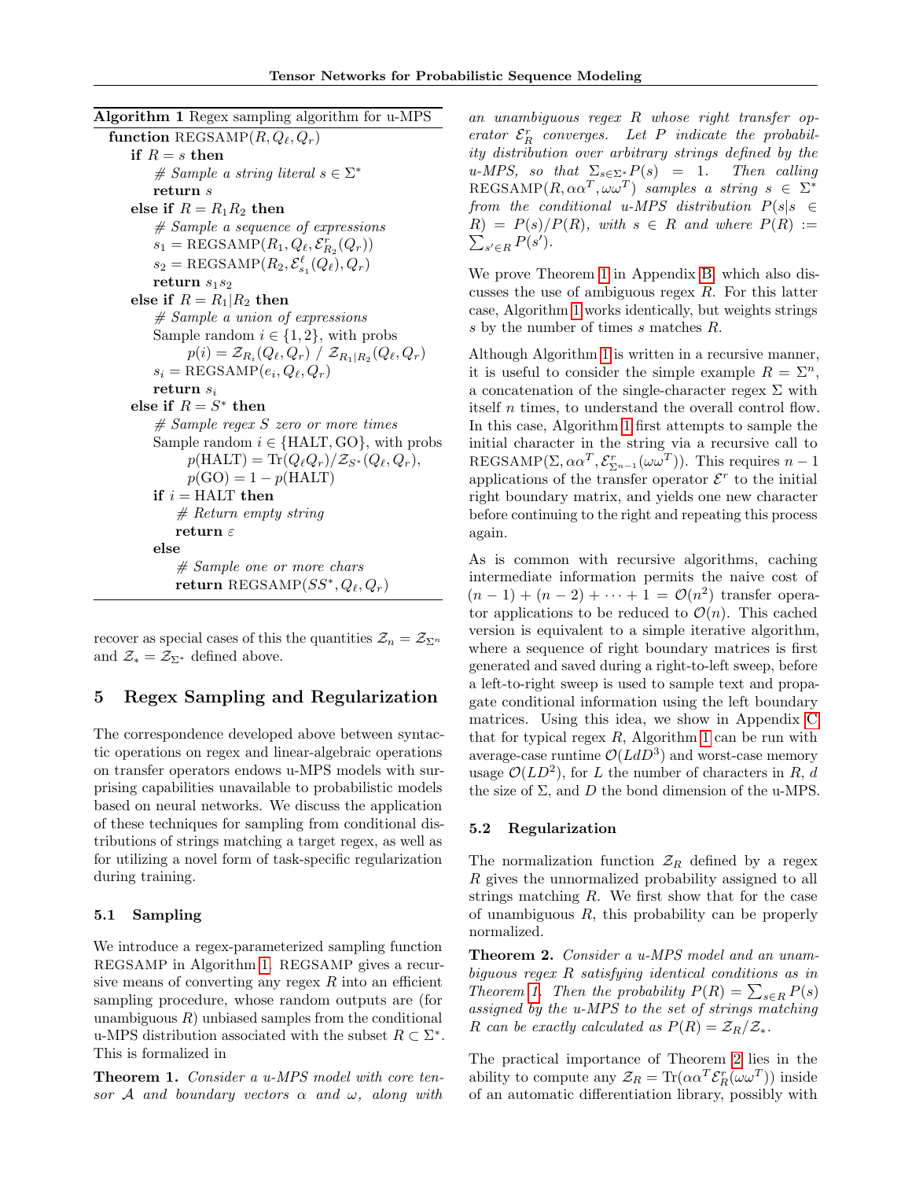**Algorithm 1** Regex sampling algorithm for u-MPS

```
function REGSAMP(R, Q_ℓ, Q_r)
    if R = s then
        # Sample a string literal s ∈ Σ*
        return s
    else if R = R_1 R_2 then
        # Sample a sequence of expressions
        s_1 = REGSAMP(R_1, Q_ℓ, E^r_{R_2}(Q_r))
        s_2 = REGSAMP(R_2, E^ℓ_{s_1}(Q_ℓ), Q_r)
        return s_1 s_2
    else if R = R_1|R_2 then
        # Sample a union of expressions
        Sample random i ∈ {1, 2}, with probs
            p(i) = Z_{R_i}(Q_ℓ, Q_r) / Z_{R_1|R_2}(Q_ℓ, Q_r)
        s_i = REGSAMP(e_i, Q_ℓ, Q_r)
        return s_i
    else if R = S* then
        # Sample regex S zero or more times
        Sample random i ∈ {HALT, GO}, with probs
            p(HALT) = Tr(Q_ℓ Q_r)/Z_{S*}(Q_ℓ, Q_r),
            p(GO) = 1 − p(HALT)
        if i = HALT then
            # Return empty string
            return ε
        else
            # Sample one or more chars
            return REGSAMP(SS*, Q_ℓ, Q_r)
```

recover as special cases of this the quantities $\mathcal{Z}_n = \mathcal{Z}_{\Sigma^n}$ and $\mathcal{Z}_* = \mathcal{Z}_{\Sigma^*}$ defined above.

## 5 Regex Sampling and Regularization

The correspondence developed above between syntactic operations on regex and linear-algebraic operations on transfer operators endows u-MPS models with surprising capabilities unavailable to probabilistic models based on neural networks. We discuss the application of these techniques for sampling from conditional distributions of strings matching a target regex, as well as for utilizing a novel form of task-specific regularization during training.

### 5.1 Sampling

We introduce a regex-parameterized sampling function REGSAMP in Algorithm 1. REGSAMP gives a recursive means of converting any regex $R$ into an efficient sampling procedure, whose random outputs are (for unambiguous $R$) unbiased samples from the conditional u-MPS distribution associated with the subset $R \subset \Sigma^*$. This is formalized in

**Theorem 1.** *Consider a u-MPS model with core tensor $\mathcal{A}$ and boundary vectors $\alpha$ and $\omega$, along with an unambiguous regex $R$ whose right transfer operator $\mathcal{E}_R^r$ converges. Let $P$ indicate the probability distribution over arbitrary strings defined by the u-MPS, so that $\Sigma_{s\in\Sigma^*} P(s) = 1$. Then calling $\mathrm{REGSAMP}(R, \alpha\alpha^T, \omega\omega^T)$ samples a string $s \in \Sigma^*$ from the conditional u-MPS distribution $P(s|s \in R) = P(s)/P(R)$, with $s \in R$ and where $P(R) := \sum_{s'\in R} P(s')$.*

We prove Theorem 1 in Appendix B, which also discusses the use of ambiguous regex $R$. For this latter case, Algorithm 1 works identically, but weights strings $s$ by the number of times $s$ matches $R$.

Although Algorithm 1 is written in a recursive manner, it is useful to consider the simple example $R = \Sigma^n$, a concatenation of the single-character regex $\Sigma$ with itself $n$ times, to understand the overall control flow. In this case, Algorithm 1 first attempts to sample the initial character in the string via a recursive call to $\mathrm{REGSAMP}(\Sigma, \alpha\alpha^T, \mathcal{E}^r_{\Sigma^{n-1}}(\omega\omega^T))$. This requires $n-1$ applications of the transfer operator $\mathcal{E}^r$ to the initial right boundary matrix, and yields one new character before continuing to the right and repeating this process again.

As is common with recursive algorithms, caching intermediate information permits the naive cost of $(n-1) + (n-2) + \cdots + 1 = \mathcal{O}(n^2)$ transfer operator applications to be reduced to $\mathcal{O}(n)$. This cached version is equivalent to a simple iterative algorithm, where a sequence of right boundary matrices is first generated and saved during a right-to-left sweep, before a left-to-right sweep is used to sample text and propagate conditional information using the left boundary matrices. Using this idea, we show in Appendix C that for typical regex $R$, Algorithm 1 can be run with average-case runtime $\mathcal{O}(LdD^3)$ and worst-case memory usage $\mathcal{O}(LD^2)$, for $L$ the number of characters in $R$, $d$ the size of $\Sigma$, and $D$ the bond dimension of the u-MPS.

### 5.2 Regularization

The normalization function $\mathcal{Z}_R$ defined by a regex $R$ gives the unnormalized probability assigned to all strings matching $R$. We first show that for the case of unambiguous $R$, this probability can be properly normalized.

**Theorem 2.** *Consider a u-MPS model and an unambiguous regex $R$ satisfying identical conditions as in Theorem 1. Then the probability $P(R) = \sum_{s\in R} P(s)$ assigned by the u-MPS to the set of strings matching $R$ can be exactly calculated as $P(R) = \mathcal{Z}_R/\mathcal{Z}_*$.*

The practical importance of Theorem 2 lies in the ability to compute any $\mathcal{Z}_R = \mathrm{Tr}(\alpha\alpha^T\mathcal{E}_R^r(\omega\omega^T))$ inside of an automatic differentiation library, possibly with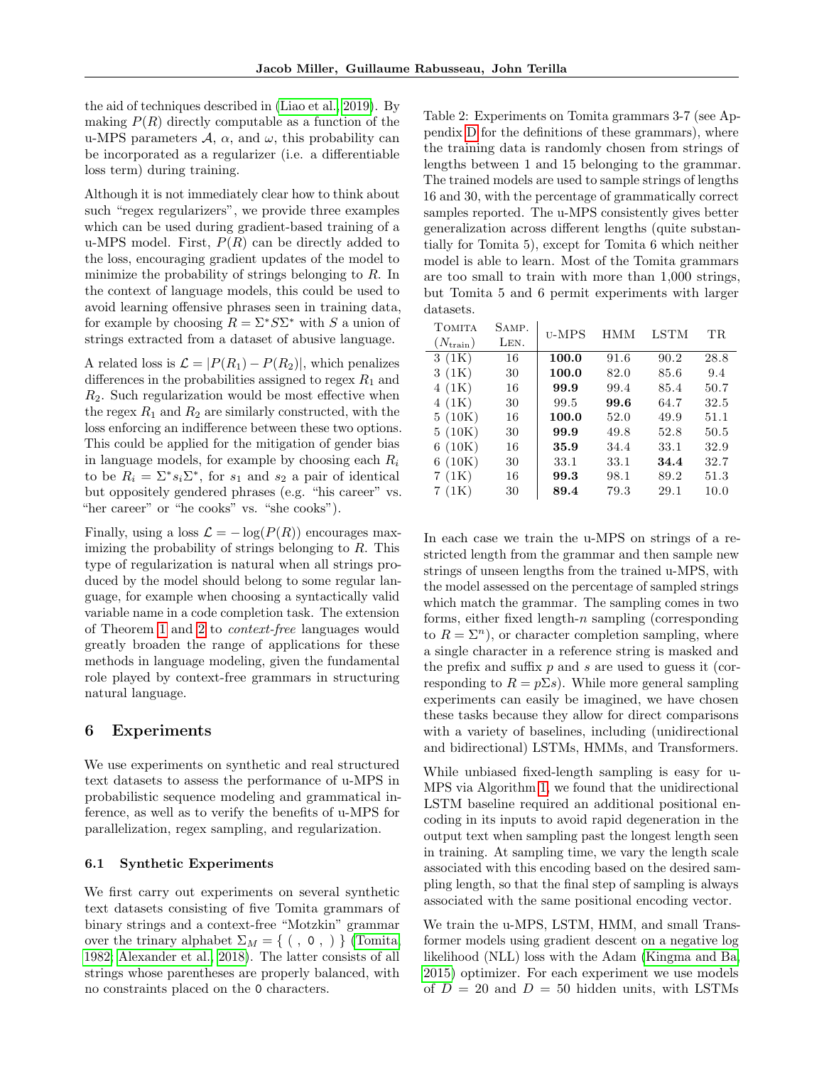the aid of techniques described in (Liao et al., 2019). By making $P(R)$ directly computable as a function of the u-MPS parameters $\mathcal{A}$, $\alpha$, and $\omega$, this probability can be incorporated as a regularizer (i.e. a differentiable loss term) during training.

Although it is not immediately clear how to think about such "regex regularizers", we provide three examples which can be used during gradient-based training of a u-MPS model. First, $P(R)$ can be directly added to the loss, encouraging gradient updates of the model to minimize the probability of strings belonging to $R$. In the context of language models, this could be used to avoid learning offensive phrases seen in training data, for example by choosing $R = \Sigma^* S \Sigma^*$ with $S$ a union of strings extracted from a dataset of abusive language.

A related loss is $\mathcal{L} = |P(R_1) - P(R_2)|$, which penalizes differences in the probabilities assigned to regex $R_1$ and $R_2$. Such regularization would be most effective when the regex $R_1$ and $R_2$ are similarly constructed, with the loss enforcing an indifference between these two options. This could be applied for the mitigation of gender bias in language models, for example by choosing each $R_i$ to be $R_i = \Sigma^* s_i \Sigma^*$, for $s_1$ and $s_2$ a pair of identical but oppositely gendered phrases (e.g. "his career" vs. "her career" or "he cooks" vs. "she cooks").

Finally, using a loss $\mathcal{L} = -\log(P(R))$ encourages maximizing the probability of strings belonging to $R$. This type of regularization is natural when all strings produced by the model should belong to some regular language, for example when choosing a syntactically valid variable name in a code completion task. The extension of Theorem 1 and 2 to *context-free* languages would greatly broaden the range of applications for these methods in language modeling, given the fundamental role played by context-free grammars in structuring natural language.

## 6 Experiments

We use experiments on synthetic and real structured text datasets to assess the performance of u-MPS in probabilistic sequence modeling and grammatical inference, as well as to verify the benefits of u-MPS for parallelization, regex sampling, and regularization.

### 6.1 Synthetic Experiments

We first carry out experiments on several synthetic text datasets consisting of five Tomita grammars of binary strings and a context-free "Motzkin" grammar over the trinary alphabet $\Sigma_M = \{ \texttt{(} , \texttt{0} , \texttt{)} \}$ (Tomita, 1982; Alexander et al., 2018). The latter consists of all strings whose parentheses are properly balanced, with no constraints placed on the 0 characters.

Table 2: Experiments on Tomita grammars 3-7 (see Appendix D for the definitions of these grammars), where the training data is randomly chosen from strings of lengths between 1 and 15 belonging to the grammar. The trained models are used to sample strings of lengths 16 and 30, with the percentage of grammatically correct samples reported. The u-MPS consistently gives better generalization across different lengths (quite substantially for Tomita 5), except for Tomita 6 which neither model is able to learn. Most of the Tomita grammars are too small to train with more than 1,000 strings, but Tomita 5 and 6 permit experiments with larger datasets.

| Tomita ($N_{\text{train}}$) | Samp. Len. | u-MPS | HMM | LSTM | TR |
|---|---|---|---|---|---|
| 3 (1K) | 16 | **100.0** | 91.6 | 90.2 | 28.8 |
| 3 (1K) | 30 | **100.0** | 82.0 | 85.6 | 9.4 |
| 4 (1K) | 16 | **99.9** | 99.4 | 85.4 | 50.7 |
| 4 (1K) | 30 | 99.5 | **99.6** | 64.7 | 32.5 |
| 5 (10K) | 16 | **100.0** | 52.0 | 49.9 | 51.1 |
| 5 (10K) | 30 | **99.9** | 49.8 | 52.8 | 50.5 |
| 6 (10K) | 16 | **35.9** | 34.4 | 33.1 | 32.9 |
| 6 (10K) | 30 | 33.1 | 33.1 | **34.4** | 32.7 |
| 7 (1K) | 16 | **99.3** | 98.1 | 89.2 | 51.3 |
| 7 (1K) | 30 | **89.4** | 79.3 | 29.1 | 10.0 |

In each case we train the u-MPS on strings of a restricted length from the grammar and then sample new strings of unseen lengths from the trained u-MPS, with the model assessed on the percentage of sampled strings which match the grammar. The sampling comes in two forms, either fixed length-$n$ sampling (corresponding to $R = \Sigma^n$), or character completion sampling, where a single character in a reference string is masked and the prefix and suffix $p$ and $s$ are used to guess it (corresponding to $R = p\Sigma s$). While more general sampling experiments can easily be imagined, we have chosen these tasks because they allow for direct comparisons with a variety of baselines, including (unidirectional and bidirectional) LSTMs, HMMs, and Transformers.

While unbiased fixed-length sampling is easy for u-MPS via Algorithm 1, we found that the unidirectional LSTM baseline required an additional positional encoding in its inputs to avoid rapid degeneration in the output text when sampling past the longest length seen in training. At sampling time, we vary the length scale associated with this encoding based on the desired sampling length, so that the final step of sampling is always associated with the same positional encoding vector.

We train the u-MPS, LSTM, HMM, and small Transformer models using gradient descent on a negative log likelihood (NLL) loss with the Adam (Kingma and Ba, 2015) optimizer. For each experiment we use models of $D = 20$ and $D = 50$ hidden units, with LSTMs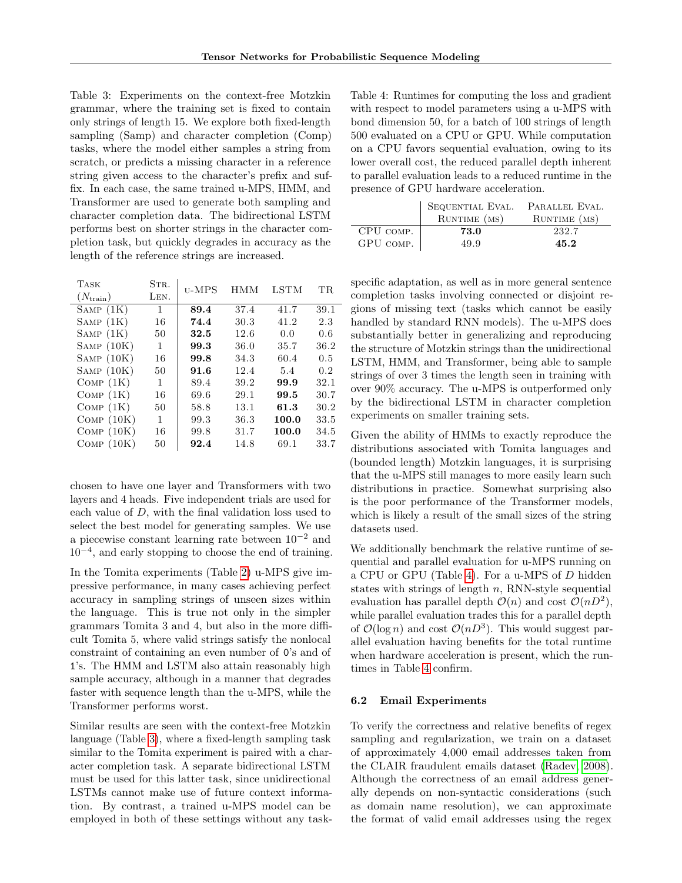Table 3: Experiments on the context-free Motzkin grammar, where the training set is fixed to contain only strings of length 15. We explore both fixed-length sampling (Samp) and character completion (Comp) tasks, where the model either samples a string from scratch, or predicts a missing character in a reference string given access to the character's prefix and suffix. In each case, the same trained u-MPS, HMM, and Transformer are used to generate both sampling and character completion data. The bidirectional LSTM performs best on shorter strings in the character completion task, but quickly degrades in accuracy as the length of the reference strings are increased.

| Task ($N_{\text{train}}$) | Str. Len. | u-MPS | HMM | LSTM | TR |
|---|---|---|---|---|---|
| Samp (1K) | 1 | **89.4** | 37.4 | 41.7 | 39.1 |
| Samp (1K) | 16 | **74.4** | 30.3 | 41.2 | 2.3 |
| Samp (1K) | 50 | **32.5** | 12.6 | 0.0 | 0.6 |
| Samp (10K) | 1 | **99.3** | 36.0 | 35.7 | 36.2 |
| Samp (10K) | 16 | **99.8** | 34.3 | 60.4 | 0.5 |
| Samp (10K) | 50 | **91.6** | 12.4 | 5.4 | 0.2 |
| Comp (1K) | 1 | 89.4 | 39.2 | **99.9** | 32.1 |
| Comp (1K) | 16 | 69.6 | 29.1 | **99.5** | 30.7 |
| Comp (1K) | 50 | 58.8 | 13.1 | **61.3** | 30.2 |
| Comp (10K) | 1 | 99.3 | 36.3 | **100.0** | 33.5 |
| Comp (10K) | 16 | 99.8 | 31.7 | **100.0** | 34.5 |
| Comp (10K) | 50 | **92.4** | 14.8 | 69.1 | 33.7 |

chosen to have one layer and Transformers with two layers and 4 heads. Five independent trials are used for each value of $D$, with the final validation loss used to select the best model for generating samples. We use a piecewise constant learning rate between $10^{-2}$ and $10^{-4}$, and early stopping to choose the end of training.

In the Tomita experiments (Table 2) u-MPS give impressive performance, in many cases achieving perfect accuracy in sampling strings of unseen sizes within the language. This is true not only in the simpler grammars Tomita 3 and 4, but also in the more difficult Tomita 5, where valid strings satisfy the nonlocal constraint of containing an even number of 0's and of 1's. The HMM and LSTM also attain reasonably high sample accuracy, although in a manner that degrades faster with sequence length than the u-MPS, while the Transformer performs worst.

Similar results are seen with the context-free Motzkin language (Table 3), where a fixed-length sampling task similar to the Tomita experiment is paired with a character completion task. A separate bidirectional LSTM must be used for this latter task, since unidirectional LSTMs cannot make use of future context information. By contrast, a trained u-MPS model can be employed in both of these settings without any task-specific adaptation, as well as in more general sentence completion tasks involving connected or disjoint regions of missing text (tasks which cannot be easily handled by standard RNN models). The u-MPS does substantially better in generalizing and reproducing the structure of Motzkin strings than the unidirectional LSTM, HMM, and Transformer, being able to sample strings of over 3 times the length seen in training with over 90% accuracy. The u-MPS is outperformed only by the bidirectional LSTM in character completion experiments on smaller training sets.

Given the ability of HMMs to exactly reproduce the distributions associated with Tomita languages and (bounded length) Motzkin languages, it is surprising that the u-MPS still manages to more easily learn such distributions in practice. Somewhat surprising also is the poor performance of the Transformer models, which is likely a result of the small sizes of the string datasets used.

Table 4: Runtimes for computing the loss and gradient with respect to model parameters using a u-MPS with bond dimension 50, for a batch of 100 strings of length 500 evaluated on a CPU or GPU. While computation on a CPU favors sequential evaluation, owing to its lower overall cost, the reduced parallel depth inherent to parallel evaluation leads to a reduced runtime in the presence of GPU hardware acceleration.

| | Sequential Eval. Runtime (ms) | Parallel Eval. Runtime (ms) |
|---|---|---|
| CPU comp. | **73.0** | 232.7 |
| GPU comp. | 49.9 | **45.2** |

We additionally benchmark the relative runtime of sequential and parallel evaluation for u-MPS running on a CPU or GPU (Table 4). For a u-MPS of $D$ hidden states with strings of length $n$, RNN-style sequential evaluation has parallel depth $\mathcal{O}(n)$ and cost $\mathcal{O}(nD^2)$, while parallel evaluation trades this for a parallel depth of $\mathcal{O}(\log n)$ and cost $\mathcal{O}(nD^3)$. This would suggest parallel evaluation having benefits for the total runtime when hardware acceleration is present, which the runtimes in Table 4 confirm.

### 6.2 Email Experiments

To verify the correctness and relative benefits of regex sampling and regularization, we train on a dataset of approximately 4,000 email addresses taken from the CLAIR fraudulent emails dataset (Radev, 2008). Although the correctness of an email address generally depends on non-syntactic considerations (such as domain name resolution), we can approximate the format of valid email addresses using the regex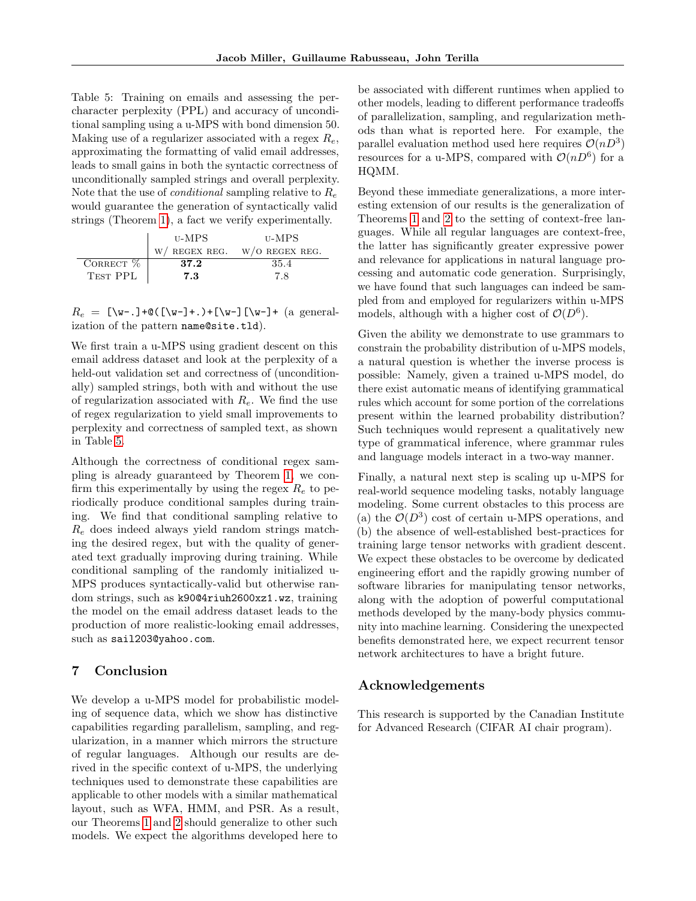Table 5: Training on emails and assessing the per-character perplexity (PPL) and accuracy of unconditional sampling using a u-MPS with bond dimension 50. Making use of a regularizer associated with a regex $R_e$, approximating the formatting of valid email addresses, leads to small gains in both the syntactic correctness of unconditionally sampled strings and overall perplexity. Note that the use of *conditional* sampling relative to $R_e$ would guarantee the generation of syntactically valid strings (Theorem 1), a fact we verify experimentally.

| | u-MPS w/ regex reg. | u-MPS w/o regex reg. |
|---|---|---|
| Correct % | **37.2** | 35.4 |
| Test PPL | **7.3** | 7.8 |

$R_e$ = `[\w-.]+@([\w-]+.)+[\w-][\w-]+` (a generalization of the pattern `name@site.tld`).

We first train a u-MPS using gradient descent on this email address dataset and look at the perplexity of a held-out validation set and correctness of (unconditionally) sampled strings, both with and without the use of regularization associated with $R_e$. We find the use of regex regularization to yield small improvements to perplexity and correctness of sampled text, as shown in Table 5.

Although the correctness of conditional regex sampling is already guaranteed by Theorem 1, we confirm this experimentally by using the regex $R_e$ to periodically produce conditional samples during training. We find that conditional sampling relative to $R_e$ does indeed always yield random strings matching the desired regex, but with the quality of generated text gradually improving during training. While conditional sampling of the randomly initialized u-MPS produces syntactically-valid but otherwise random strings, such as `k90@4riuh2600xz1.wz`, training the model on the email address dataset leads to the production of more realistic-looking email addresses, such as `sail203@yahoo.com`.

## 7 Conclusion

We develop a u-MPS model for probabilistic modeling of sequence data, which we show has distinctive capabilities regarding parallelism, sampling, and regularization, in a manner which mirrors the structure of regular languages. Although our results are derived in the specific context of u-MPS, the underlying techniques used to demonstrate these capabilities are applicable to other models with a similar mathematical layout, such as WFA, HMM, and PSR. As a result, our Theorems 1 and 2 should generalize to other such models. We expect the algorithms developed here to be associated with different runtimes when applied to other models, leading to different performance tradeoffs of parallelization, sampling, and regularization methods than what is reported here. For example, the parallel evaluation method used here requires $\mathcal{O}(nD^3)$ resources for a u-MPS, compared with $\mathcal{O}(nD^6)$ for a HQMM.

Beyond these immediate generalizations, a more interesting extension of our results is the generalization of Theorems 1 and 2 to the setting of context-free languages. While all regular languages are context-free, the latter has significantly greater expressive power and relevance for applications in natural language processing and automatic code generation. Surprisingly, we have found that such languages can indeed be sampled from and employed for regularizers within u-MPS models, although with a higher cost of $\mathcal{O}(D^6)$.

Given the ability we demonstrate to use grammars to constrain the probability distribution of u-MPS models, a natural question is whether the inverse process is possible: Namely, given a trained u-MPS model, do there exist automatic means of identifying grammatical rules which account for some portion of the correlations present within the learned probability distribution? Such techniques would represent a qualitatively new type of grammatical inference, where grammar rules and language models interact in a two-way manner.

Finally, a natural next step is scaling up u-MPS for real-world sequence modeling tasks, notably language modeling. Some current obstacles to this process are (a) the $\mathcal{O}(D^3)$ cost of certain u-MPS operations, and (b) the absence of well-established best-practices for training large tensor networks with gradient descent. We expect these obstacles to be overcome by dedicated engineering effort and the rapidly growing number of software libraries for manipulating tensor networks, along with the adoption of powerful computational methods developed by the many-body physics community into machine learning. Considering the unexpected benefits demonstrated here, we expect recurrent tensor network architectures to have a bright future.

## Acknowledgements

This research is supported by the Canadian Institute for Advanced Research (CIFAR AI chair program).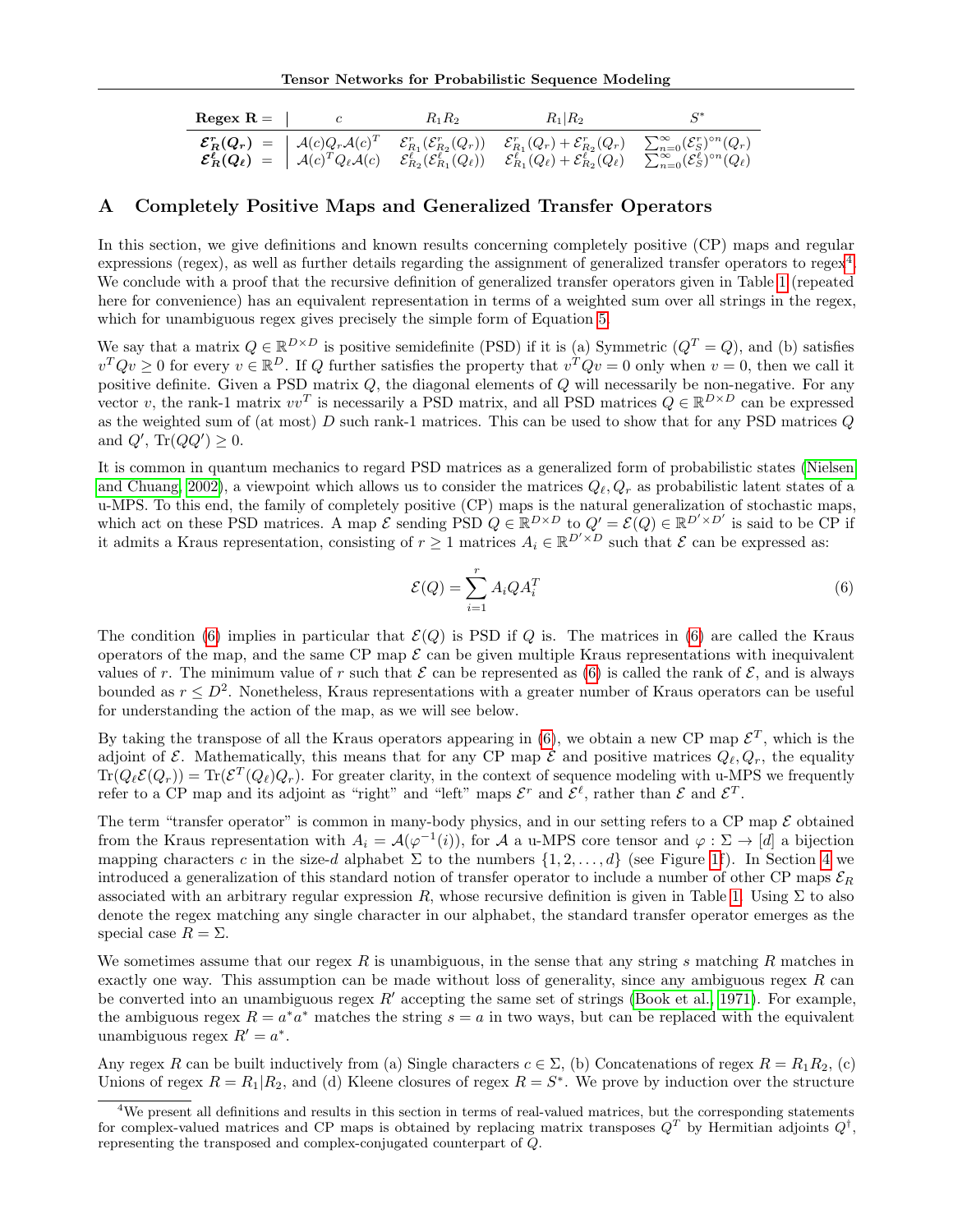| Regex $\mathbf{R}$ = | $c$ | $R_1 R_2$ | $R_1 \| R_2$ | $S^*$ |
|---|---|---|---|---|
| $\boldsymbol{\mathcal{E}^r_R(Q_r)}$ = | $\mathcal{A}(c) Q_r \mathcal{A}(c)^T$ | $\mathcal{E}^r_{R_1}(\mathcal{E}^r_{R_2}(Q_r))$ | $\mathcal{E}^r_{R_1}(Q_r) + \mathcal{E}^r_{R_2}(Q_r)$ | $\sum_{n=0}^{\infty} (\mathcal{E}^r_S)^{\circ n}(Q_r)$ |
| $\boldsymbol{\mathcal{E}^\ell_R(Q_\ell)}$ = | $\mathcal{A}(c)^T Q_\ell \mathcal{A}(c)$ | $\mathcal{E}^\ell_{R_2}(\mathcal{E}^\ell_{R_1}(Q_\ell))$ | $\mathcal{E}^\ell_{R_1}(Q_\ell) + \mathcal{E}^\ell_{R_2}(Q_\ell)$ | $\sum_{n=0}^{\infty} (\mathcal{E}^\ell_S)^{\circ n}(Q_\ell)$ |

# A Completely Positive Maps and Generalized Transfer Operators

In this section, we give definitions and known results concerning completely positive (CP) maps and regular expressions (regex), as well as further details regarding the assignment of generalized transfer operators to regex[4]. We conclude with a proof that the recursive definition of generalized transfer operators given in Table 1 (repeated here for convenience) has an equivalent representation in terms of a weighted sum over all strings in the regex, which for unambiguous regex gives precisely the simple form of Equation 5.

We say that a matrix $Q \in \mathbb{R}^{D \times D}$ is positive semidefinite (PSD) if it is (a) Symmetric ($Q^T = Q$), and (b) satisfies $v^T Q v \geq 0$ for every $v \in \mathbb{R}^D$. If $Q$ further satisfies the property that $v^T Q v = 0$ only when $v = 0$, then we call it positive definite. Given a PSD matrix $Q$, the diagonal elements of $Q$ will necessarily be non-negative. For any vector $v$, the rank-1 matrix $vv^T$ is necessarily a PSD matrix, and all PSD matrices $Q \in \mathbb{R}^{D \times D}$ can be expressed as the weighted sum of (at most) $D$ such rank-1 matrices. This can be used to show that for any PSD matrices $Q$ and $Q'$, $\mathrm{Tr}(QQ') \geq 0$.

It is common in quantum mechanics to regard PSD matrices as a generalized form of probabilistic states (Nielsen and Chuang, 2002), a viewpoint which allows us to consider the matrices $Q_\ell, Q_r$ as probabilistic latent states of a u-MPS. To this end, the family of completely positive (CP) maps is the natural generalization of stochastic maps, which act on these PSD matrices. A map $\mathcal{E}$ sending PSD $Q \in \mathbb{R}^{D \times D}$ to $Q' = \mathcal{E}(Q) \in \mathbb{R}^{D' \times D'}$ is said to be CP if it admits a Kraus representation, consisting of $r \geq 1$ matrices $A_i \in \mathbb{R}^{D' \times D}$ such that $\mathcal{E}$ can be expressed as:

$$\mathcal{E}(Q) = \sum_{i=1}^{r} A_i Q A_i^T \tag{6}$$

The condition (6) implies in particular that $\mathcal{E}(Q)$ is PSD if $Q$ is. The matrices in (6) are called the Kraus operators of the map, and the same CP map $\mathcal{E}$ can be given multiple Kraus representations with inequivalent values of $r$. The minimum value of $r$ such that $\mathcal{E}$ can be represented as (6) is called the rank of $\mathcal{E}$, and is always bounded as $r \leq D^2$. Nonetheless, Kraus representations with a greater number of Kraus operators can be useful for understanding the action of the map, as we will see below.

By taking the transpose of all the Kraus operators appearing in (6), we obtain a new CP map $\mathcal{E}^T$, which is the adjoint of $\mathcal{E}$. Mathematically, this means that for any CP map $\mathcal{E}$ and positive matrices $Q_\ell, Q_r$, the equality $\mathrm{Tr}(Q_\ell \mathcal{E}(Q_r)) = \mathrm{Tr}(\mathcal{E}^T(Q_\ell) Q_r)$. For greater clarity, in the context of sequence modeling with u-MPS we frequently refer to a CP map and its adjoint as "right" and "left" maps $\mathcal{E}^r$ and $\mathcal{E}^\ell$, rather than $\mathcal{E}$ and $\mathcal{E}^T$.

The term "transfer operator" is common in many-body physics, and in our setting refers to a CP map $\mathcal{E}$ obtained from the Kraus representation with $A_i = \mathcal{A}(\varphi^{-1}(i))$, for $\mathcal{A}$ a u-MPS core tensor and $\varphi : \Sigma \to [d]$ a bijection mapping characters $c$ in the size-$d$ alphabet $\Sigma$ to the numbers $\{1, 2, \ldots, d\}$ (see Figure 1f). In Section 4 we introduced a generalization of this standard notion of transfer operator to include a number of other CP maps $\mathcal{E}_R$ associated with an arbitrary regular expression $R$, whose recursive definition is given in Table 1. Using $\Sigma$ to also denote the regex matching any single character in our alphabet, the standard transfer operator emerges as the special case $R = \Sigma$.

We sometimes assume that our regex $R$ is unambiguous, in the sense that any string $s$ matching $R$ matches in exactly one way. This assumption can be made without loss of generality, since any ambiguous regex $R$ can be converted into an unambiguous regex $R'$ accepting the same set of strings (Book et al., 1971). For example, the ambiguous regex $R = a^*a^*$ matches the string $s = a$ in two ways, but can be replaced with the equivalent unambiguous regex $R' = a^*$.

Any regex $R$ can be built inductively from (a) Single characters $c \in \Sigma$, (b) Concatenations of regex $R = R_1 R_2$, (c) Unions of regex $R = R_1 | R_2$, and (d) Kleene closures of regex $R = S^*$. We prove by induction over the structure

[4] We present all definitions and results in this section in terms of real-valued matrices, but the corresponding statements for complex-valued matrices and CP maps is obtained by replacing matrix transposes $Q^T$ by Hermitian adjoints $Q^\dagger$, representing the transposed and complex-conjugated counterpart of $Q$.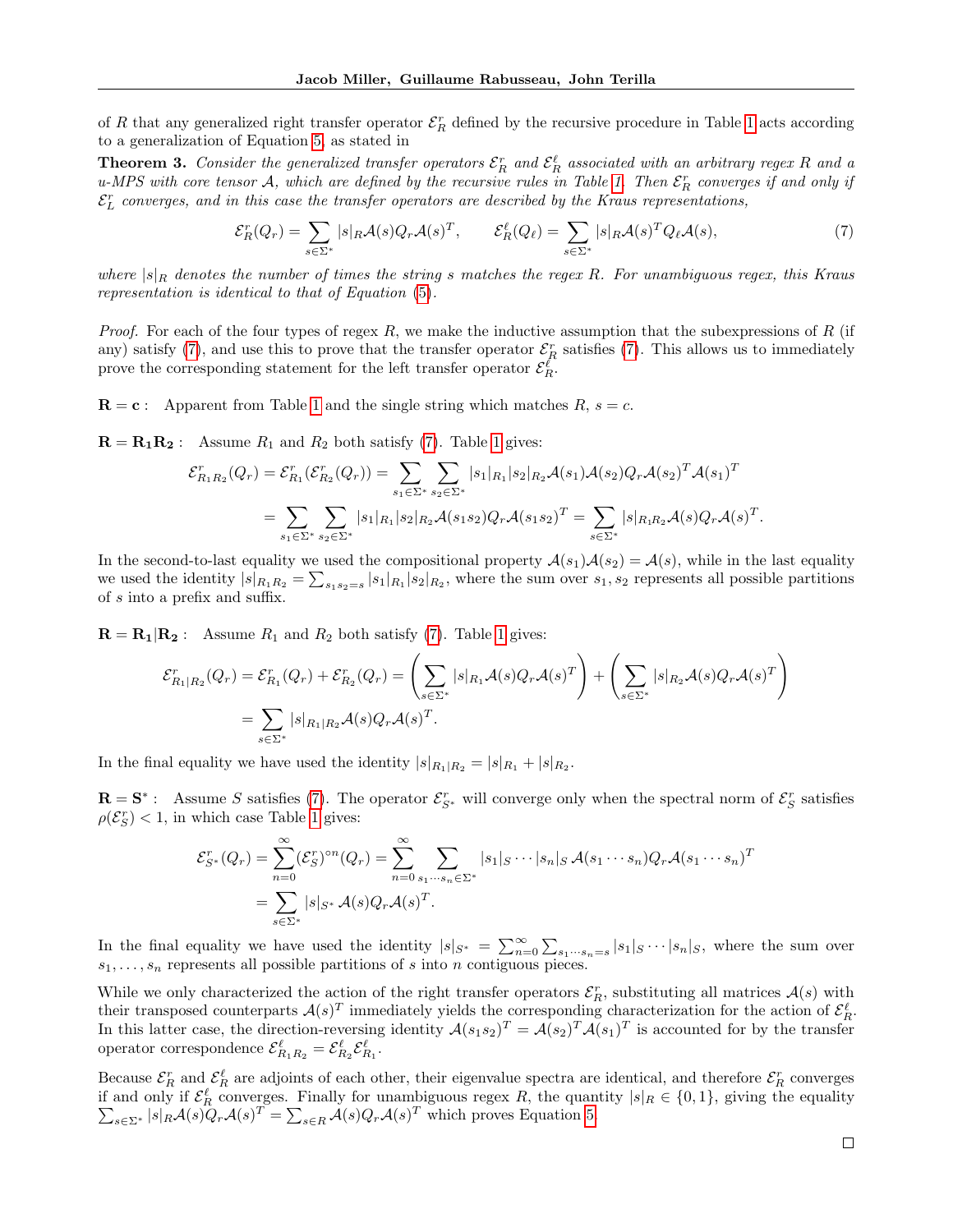of $R$ that any generalized right transfer operator $\mathcal{E}_R^r$ defined by the recursive procedure in Table 1 acts according to a generalization of Equation 5, as stated in

**Theorem 3.** *Consider the generalized transfer operators $\mathcal{E}_R^r$ and $\mathcal{E}_R^\ell$ associated with an arbitrary regex $R$ and a u-MPS with core tensor $\mathcal{A}$, which are defined by the recursive rules in Table 1. Then $\mathcal{E}_R^r$ converges if and only if $\mathcal{E}_L^r$ converges, and in this case the transfer operators are described by the Kraus representations,*

$$\mathcal{E}_R^r(Q_r) = \sum_{s \in \Sigma^*} |s|_R \mathcal{A}(s) Q_r \mathcal{A}(s)^T, \qquad \mathcal{E}_R^\ell(Q_\ell) = \sum_{s \in \Sigma^*} |s|_R \mathcal{A}(s)^T Q_\ell \mathcal{A}(s), \tag{7}$$

*where $|s|_R$ denotes the number of times the string $s$ matches the regex $R$. For unambiguous regex, this Kraus representation is identical to that of Equation (5).*

*Proof.* For each of the four types of regex $R$, we make the inductive assumption that the subexpressions of $R$ (if any) satisfy (7), and use this to prove that the transfer operator $\mathcal{E}_R^r$ satisfies (7). This allows us to immediately prove the corresponding statement for the left transfer operator $\mathcal{E}_R^\ell$.

$\mathbf{R = c}$ : Apparent from Table 1 and the single string which matches $R$, $s = c$.

$\mathbf{R = R_1 R_2}$ : Assume $R_1$ and $R_2$ both satisfy (7). Table 1 gives:

$$\mathcal{E}_{R_1 R_2}^r(Q_r) = \mathcal{E}_{R_1}^r(\mathcal{E}_{R_2}^r(Q_r)) = \sum_{s_1 \in \Sigma^*} \sum_{s_2 \in \Sigma^*} |s_1|_{R_1} |s_2|_{R_2} \mathcal{A}(s_1)\mathcal{A}(s_2) Q_r \mathcal{A}(s_2)^T \mathcal{A}(s_1)^T$$
$$= \sum_{s_1 \in \Sigma^*} \sum_{s_2 \in \Sigma^*} |s_1|_{R_1} |s_2|_{R_2} \mathcal{A}(s_1 s_2) Q_r \mathcal{A}(s_1 s_2)^T = \sum_{s \in \Sigma^*} |s|_{R_1 R_2} \mathcal{A}(s) Q_r \mathcal{A}(s)^T.$$

In the second-to-last equality we used the compositional property $\mathcal{A}(s_1)\mathcal{A}(s_2) = \mathcal{A}(s)$, while in the last equality we used the identity $|s|_{R_1 R_2} = \sum_{s_1 s_2 = s} |s_1|_{R_1} |s_2|_{R_2}$, where the sum over $s_1, s_2$ represents all possible partitions of $s$ into a prefix and suffix.

$\mathbf{R = R_1 | R_2}$ : Assume $R_1$ and $R_2$ both satisfy (7). Table 1 gives:

$$\mathcal{E}_{R_1|R_2}^r(Q_r) = \mathcal{E}_{R_1}^r(Q_r) + \mathcal{E}_{R_2}^r(Q_r) = \left( \sum_{s \in \Sigma^*} |s|_{R_1} \mathcal{A}(s) Q_r \mathcal{A}(s)^T \right) + \left( \sum_{s \in \Sigma^*} |s|_{R_2} \mathcal{A}(s) Q_r \mathcal{A}(s)^T \right)$$
$$= \sum_{s \in \Sigma^*} |s|_{R_1|R_2} \mathcal{A}(s) Q_r \mathcal{A}(s)^T.$$

In the final equality we have used the identity $|s|_{R_1|R_2} = |s|_{R_1} + |s|_{R_2}$.

$\mathbf{R = S^*}$ : Assume $S$ satisfies (7). The operator $\mathcal{E}_{S^*}^r$ will converge only when the spectral norm of $\mathcal{E}_S^r$ satisfies $\rho(\mathcal{E}_S^r) < 1$, in which case Table 1 gives:

$$\mathcal{E}_{S^*}^r(Q_r) = \sum_{n=0}^{\infty} (\mathcal{E}_S^r)^{\circ n}(Q_r) = \sum_{n=0}^{\infty} \sum_{s_1 \cdots s_n \in \Sigma^*} |s_1|_S \cdots |s_n|_S \, \mathcal{A}(s_1 \cdots s_n) Q_r \mathcal{A}(s_1 \cdots s_n)^T$$
$$= \sum_{s \in \Sigma^*} |s|_{S^*} \, \mathcal{A}(s) Q_r \mathcal{A}(s)^T.$$

In the final equality we have used the identity $|s|_{S^*} = \sum_{n=0}^{\infty} \sum_{s_1 \cdots s_n = s} |s_1|_S \cdots |s_n|_S$, where the sum over $s_1, \ldots, s_n$ represents all possible partitions of $s$ into $n$ contiguous pieces.

While we only characterized the action of the right transfer operators $\mathcal{E}_R^r$, substituting all matrices $\mathcal{A}(s)$ with their transposed counterparts $\mathcal{A}(s)^T$ immediately yields the corresponding characterization for the action of $\mathcal{E}_R^\ell$. In this latter case, the direction-reversing identity $\mathcal{A}(s_1 s_2)^T = \mathcal{A}(s_2)^T \mathcal{A}(s_1)^T$ is accounted for by the transfer operator correspondence $\mathcal{E}_{R_1 R_2}^\ell = \mathcal{E}_{R_2}^\ell \mathcal{E}_{R_1}^\ell$.

Because $\mathcal{E}_R^r$ and $\mathcal{E}_R^\ell$ are adjoints of each other, their eigenvalue spectra are identical, and therefore $\mathcal{E}_R^r$ converges if and only if $\mathcal{E}_R^\ell$ converges. Finally for unambiguous regex $R$, the quantity $|s|_R \in \{0, 1\}$, giving the equality $\sum_{s \in \Sigma^*} |s|_R \mathcal{A}(s) Q_r \mathcal{A}(s)^T = \sum_{s \in R} \mathcal{A}(s) Q_r \mathcal{A}(s)^T$ which proves Equation 5.

□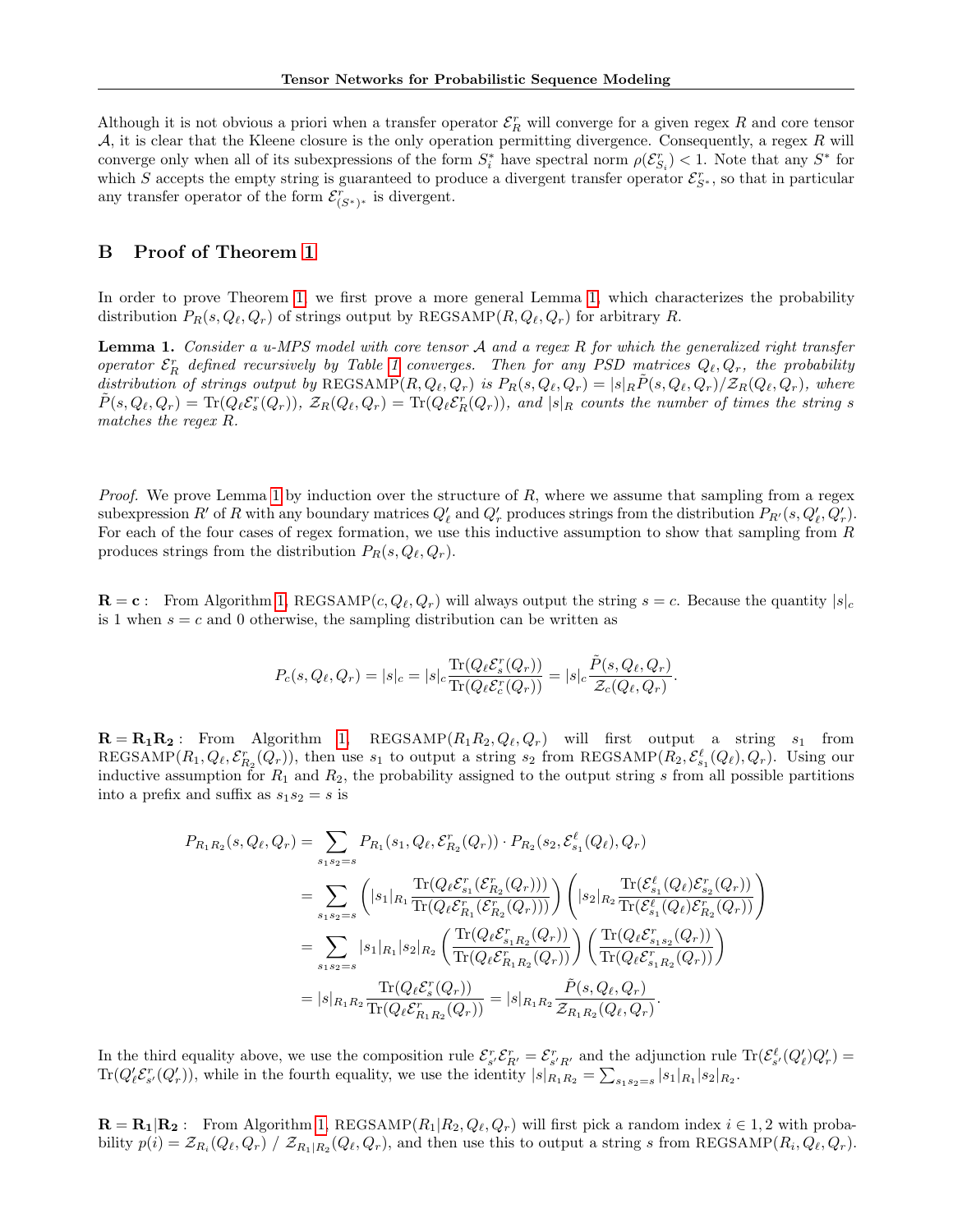Although it is not obvious a priori when a transfer operator $\mathcal{E}^r_R$ will converge for a given regex $R$ and core tensor $\mathcal{A}$, it is clear that the Kleene closure is the only operation permitting divergence. Consequently, a regex $R$ will converge only when all of its subexpressions of the form $S_i^*$ have spectral norm $\rho(\mathcal{E}^r_{S_i}) < 1$. Note that any $S^*$ for which $S$ accepts the empty string is guaranteed to produce a divergent transfer operator $\mathcal{E}^r_{S^*}$, so that in particular any transfer operator of the form $\mathcal{E}^r_{(S^*)^*}$ is divergent.

## B Proof of Theorem 1

In order to prove Theorem 1, we first prove a more general Lemma 1, which characterizes the probability distribution $P_R(s, Q_\ell, Q_r)$ of strings output by REGSAMP$(R, Q_\ell, Q_r)$ for arbitrary $R$.

**Lemma 1.** *Consider a u-MPS model with core tensor $\mathcal{A}$ and a regex $R$ for which the generalized right transfer operator $\mathcal{E}^r_R$ defined recursively by Table 1 converges. Then for any PSD matrices $Q_\ell, Q_r$, the probability distribution of strings output by* REGSAMP$(R, Q_\ell, Q_r)$ *is $P_R(s, Q_\ell, Q_r) = |s|_R \tilde{P}(s, Q_\ell, Q_r)/\mathcal{Z}_R(Q_\ell, Q_r)$, where $\tilde{P}(s, Q_\ell, Q_r) = \mathrm{Tr}(Q_\ell \mathcal{E}^r_s(Q_r))$, $\mathcal{Z}_R(Q_\ell, Q_r) = \mathrm{Tr}(Q_\ell \mathcal{E}^r_R(Q_r))$, and $|s|_R$ counts the number of times the string $s$ matches the regex $R$.*

*Proof.* We prove Lemma 1 by induction over the structure of $R$, where we assume that sampling from a regex subexpression $R'$ of $R$ with any boundary matrices $Q'_\ell$ and $Q'_r$ produces strings from the distribution $P_{R'}(s, Q'_\ell, Q'_r)$. For each of the four cases of regex formation, we use this inductive assumption to show that sampling from $R$ produces strings from the distribution $P_R(s, Q_\ell, Q_r)$.

$\mathbf{R = c}$ : From Algorithm 1, REGSAMP$(c, Q_\ell, Q_r)$ will always output the string $s = c$. Because the quantity $|s|_c$ is 1 when $s = c$ and 0 otherwise, the sampling distribution can be written as

$$P_c(s, Q_\ell, Q_r) = |s|_c = |s|_c \frac{\mathrm{Tr}(Q_\ell \mathcal{E}^r_s(Q_r))}{\mathrm{Tr}(Q_\ell \mathcal{E}^r_c(Q_r))} = |s|_c \frac{\tilde{P}(s, Q_\ell, Q_r)}{\mathcal{Z}_c(Q_\ell, Q_r)}.$$

$\mathbf{R = R_1 R_2}$ : From Algorithm 1, REGSAMP$(R_1R_2, Q_\ell, Q_r)$ will first output a string $s_1$ from REGSAMP$(R_1, Q_\ell, \mathcal{E}^r_{R_2}(Q_r))$, then use $s_1$ to output a string $s_2$ from REGSAMP$(R_2, \mathcal{E}^\ell_{s_1}(Q_\ell), Q_r)$. Using our inductive assumption for $R_1$ and $R_2$, the probability assigned to the output string $s$ from all possible partitions into a prefix and suffix as $s_1 s_2 = s$ is

$$
\begin{aligned}
P_{R_1R_2}(s, Q_\ell, Q_r) &= \sum_{s_1 s_2 = s} P_{R_1}(s_1, Q_\ell, \mathcal{E}^r_{R_2}(Q_r)) \cdot P_{R_2}(s_2, \mathcal{E}^\ell_{s_1}(Q_\ell), Q_r) \\
&= \sum_{s_1 s_2 = s} \left( |s_1|_{R_1} \frac{\mathrm{Tr}(Q_\ell \mathcal{E}^r_{s_1}(\mathcal{E}^r_{R_2}(Q_r)))}{\mathrm{Tr}(Q_\ell \mathcal{E}^r_{R_1}(\mathcal{E}^r_{R_2}(Q_r)))} \right) \left( |s_2|_{R_2} \frac{\mathrm{Tr}(\mathcal{E}^\ell_{s_1}(Q_\ell) \mathcal{E}^r_{s_2}(Q_r))}{\mathrm{Tr}(\mathcal{E}^\ell_{s_1}(Q_\ell) \mathcal{E}^r_{R_2}(Q_r))} \right) \\
&= \sum_{s_1 s_2 = s} |s_1|_{R_1} |s_2|_{R_2} \left( \frac{\mathrm{Tr}(Q_\ell \mathcal{E}^r_{s_1 R_2}(Q_r))}{\mathrm{Tr}(Q_\ell \mathcal{E}^r_{R_1 R_2}(Q_r))} \right) \left( \frac{\mathrm{Tr}(Q_\ell \mathcal{E}^r_{s_1 s_2}(Q_r))}{\mathrm{Tr}(Q_\ell \mathcal{E}^r_{s_1 R_2}(Q_r))} \right) \\
&= |s|_{R_1 R_2} \frac{\mathrm{Tr}(Q_\ell \mathcal{E}^r_s(Q_r))}{\mathrm{Tr}(Q_\ell \mathcal{E}^r_{R_1 R_2}(Q_r))} = |s|_{R_1 R_2} \frac{\tilde{P}(s, Q_\ell, Q_r)}{\mathcal{Z}_{R_1 R_2}(Q_\ell, Q_r)}.
\end{aligned}
$$

In the third equality above, we use the composition rule $\mathcal{E}^r_{s'} \mathcal{E}^r_{R'} = \mathcal{E}^r_{s'R'}$ and the adjunction rule $\mathrm{Tr}(\mathcal{E}^\ell_{s'}(Q'_\ell) Q'_r) = \mathrm{Tr}(Q'_\ell \mathcal{E}^r_{s'}(Q'_r))$, while in the fourth equality, we use the identity $|s|_{R_1R_2} = \sum_{s_1 s_2 = s} |s_1|_{R_1} |s_2|_{R_2}$.

$\mathbf{R = R_1 | R_2}$ : From Algorithm 1, REGSAMP$(R_1|R_2, Q_\ell, Q_r)$ will first pick a random index $i \in 1, 2$ with probability $p(i) = \mathcal{Z}_{R_i}(Q_\ell, Q_r) \;/\; \mathcal{Z}_{R_1|R_2}(Q_\ell, Q_r)$, and then use this to output a string $s$ from REGSAMP$(R_i, Q_\ell, Q_r)$.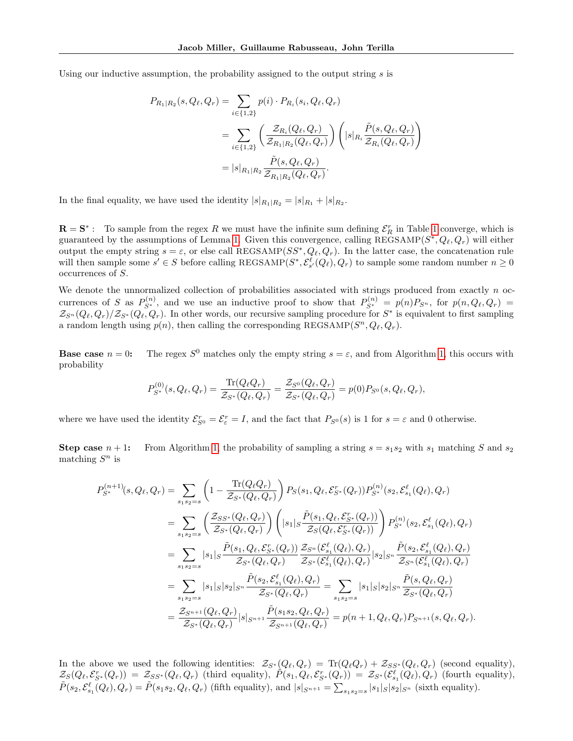Using our inductive assumption, the probability assigned to the output string $s$ is

$$
\begin{aligned}
P_{R_1|R_2}(s, Q_\ell, Q_r) &= \sum_{i\in\{1,2\}} p(i)\cdot P_{R_i}(s_i, Q_\ell, Q_r) \\
&= \sum_{i\in\{1,2\}} \left(\frac{\mathcal{Z}_{R_i}(Q_\ell, Q_r)}{\mathcal{Z}_{R_1|R_2}(Q_\ell, Q_r)}\right)\left(|s|_{R_i}\frac{\tilde{P}(s, Q_\ell, Q_r)}{\mathcal{Z}_{R_i}(Q_\ell, Q_r)}\right) \\
&= |s|_{R_1|R_2}\frac{\tilde{P}(s, Q_\ell, Q_r)}{\mathcal{Z}_{R_1|R_2}(Q_\ell, Q_r)}.
\end{aligned}
$$

In the final equality, we have used the identity $|s|_{R_1|R_2} = |s|_{R_1} + |s|_{R_2}$.

**$\mathbf{R = S^*}$ :** To sample from the regex $R$ we must have the infinite sum defining $\mathcal{E}^r_R$ in Table 1 converge, which is guaranteed by the assumptions of Lemma 1. Given this convergence, calling REGSAMP$(S^*, Q_\ell, Q_r)$ will either output the empty string $s = \varepsilon$, or else call REGSAMP$(SS^*, Q_\ell, Q_r)$. In the latter case, the concatenation rule will then sample some $s' \in S$ before calling REGSAMP$(S^*, \mathcal{E}^\ell_{s'}(Q_\ell), Q_r)$ to sample some random number $n \geq 0$ occurrences of $S$.

We denote the unnormalized collection of probabilities associated with strings produced from exactly $n$ occurrences of $S$ as $P^{(n)}_{S^*}$, and we use an inductive proof to show that $P^{(n)}_{S^*} = p(n)P_{S^n}$, for $p(n, Q_\ell, Q_r) = \mathcal{Z}_{S^n}(Q_\ell, Q_r)/\mathcal{Z}_{S^*}(Q_\ell, Q_r)$. In other words, our recursive sampling procedure for $S^*$ is equivalent to first sampling a random length using $p(n)$, then calling the corresponding REGSAMP$(S^n, Q_\ell, Q_r)$.

**Base case $n = 0$:** The regex $S^0$ matches only the empty string $s = \varepsilon$, and from Algorithm 1, this occurs with probability

$$
P^{(0)}_{S^*}(s, Q_\ell, Q_r) = \frac{\mathrm{Tr}(Q_\ell Q_r)}{\mathcal{Z}_{S^*}(Q_\ell, Q_r)} = \frac{\mathcal{Z}_{S^0}(Q_\ell, Q_r)}{\mathcal{Z}_{S^*}(Q_\ell, Q_r)} = p(0)P_{S^0}(s, Q_\ell, Q_r),
$$

where we have used the identity $\mathcal{E}^r_{S^0} = \mathcal{E}^r_\varepsilon = I$, and the fact that $P_{S^0}(s)$ is 1 for $s = \varepsilon$ and 0 otherwise.

**Step case $n + 1$:** From Algorithm 1, the probability of sampling a string $s = s_1 s_2$ with $s_1$ matching $S$ and $s_2$ matching $S^n$ is

$$
\begin{aligned}
P^{(n+1)}_{S^*}(s, Q_\ell, Q_r) &= \sum_{s_1 s_2 = s}\left(1 - \frac{\mathrm{Tr}(Q_\ell Q_r)}{\mathcal{Z}_{S^*}(Q_\ell, Q_r)}\right) P_S(s_1, Q_\ell, \mathcal{E}^r_{S^*}(Q_r)) P^{(n)}_{S^*}(s_2, \mathcal{E}^\ell_{s_1}(Q_\ell), Q_r) \\
&= \sum_{s_1 s_2 = s}\left(\frac{\mathcal{Z}_{SS^*}(Q_\ell, Q_r)}{\mathcal{Z}_{S^*}(Q_\ell, Q_r)}\right)\left(|s_1|_S\frac{\tilde{P}(s_1, Q_\ell, \mathcal{E}^r_{S^*}(Q_r))}{\mathcal{Z}_S(Q_\ell, \mathcal{E}^r_{S^*}(Q_r))}\right) P^{(n)}_{S^*}(s_2, \mathcal{E}^\ell_{s_1}(Q_\ell), Q_r) \\
&= \sum_{s_1 s_2 = s} |s_1|_S \frac{\tilde{P}(s_1, Q_\ell, \mathcal{E}^r_{S^*}(Q_r))}{\mathcal{Z}_{S^*}(Q_\ell, Q_r)} \frac{\mathcal{Z}_{S^n}(\mathcal{E}^\ell_{s_1}(Q_\ell), Q_r)}{\mathcal{Z}_{S^*}(\mathcal{E}^\ell_{s_1}(Q_\ell), Q_r)} |s_2|_{S^n} \frac{\tilde{P}(s_2, \mathcal{E}^\ell_{s_1}(Q_\ell), Q_r)}{\mathcal{Z}_{S^n}(\mathcal{E}^\ell_{s_1}(Q_\ell), Q_r)} \\
&= \sum_{s_1 s_2 = s} |s_1|_S |s_2|_{S^n} \frac{\tilde{P}(s_2, \mathcal{E}^\ell_{s_1}(Q_\ell), Q_r)}{\mathcal{Z}_{S^*}(Q_\ell, Q_r)} = \sum_{s_1 s_2 = s} |s_1|_S |s_2|_{S^n} \frac{\tilde{P}(s, Q_\ell, Q_r)}{\mathcal{Z}_{S^*}(Q_\ell, Q_r)} \\
&= \frac{\mathcal{Z}_{S^{n+1}}(Q_\ell, Q_r)}{\mathcal{Z}_{S^*}(Q_\ell, Q_r)} |s|_{S^{n+1}} \frac{\tilde{P}(s_1 s_2, Q_\ell, Q_r)}{\mathcal{Z}_{S^{n+1}}(Q_\ell, Q_r)} = p(n+1, Q_\ell, Q_r) P_{S^{n+1}}(s, Q_\ell, Q_r).
\end{aligned}
$$

In the above we used the following identities: $\mathcal{Z}_{S^*}(Q_\ell, Q_r) = \mathrm{Tr}(Q_\ell Q_r) + \mathcal{Z}_{SS^*}(Q_\ell, Q_r)$ (second equality), $\mathcal{Z}_S(Q_\ell, \mathcal{E}^r_{S^*}(Q_r)) = \mathcal{Z}_{SS^*}(Q_\ell, Q_r)$ (third equality), $\tilde{P}(s_1, Q_\ell, \mathcal{E}^r_{S^*}(Q_r)) = \mathcal{Z}_{S^*}(\mathcal{E}^\ell_{s_1}(Q_\ell), Q_r)$ (fourth equality), $\tilde{P}(s_2, \mathcal{E}^\ell_{s_1}(Q_\ell), Q_r) = \tilde{P}(s_1 s_2, Q_\ell, Q_r)$ (fifth equality), and $|s|_{S^{n+1}} = \sum_{s_1 s_2 = s} |s_1|_S |s_2|_{S^n}$ (sixth equality).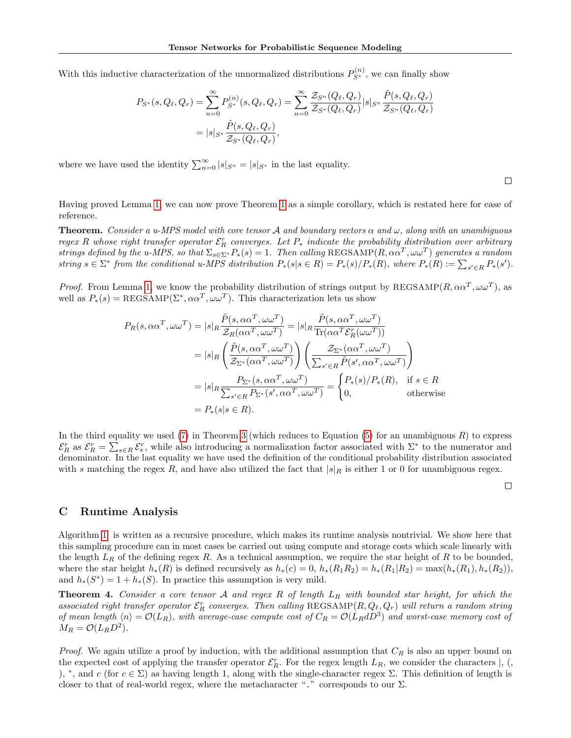With this inductive characterization of the unnormalized distributions $P^{(n)}_{S^*}$, we can finally show

$$
\begin{aligned}
P_{S^*}(s, Q_\ell, Q_r) &= \sum_{n=0}^{\infty} P^{(n)}_{S^*}(s, Q_\ell, Q_r) = \sum_{n=0}^{\infty} \frac{\mathcal{Z}_{S^n}(Q_\ell, Q_r)}{\mathcal{Z}_{S^*}(Q_\ell, Q_r)} |s|_{S^n} \frac{\tilde{P}(s, Q_\ell, Q_r)}{\mathcal{Z}_{S^n}(Q_\ell, Q_r)} \\
&= |s|_{S^*} \frac{\tilde{P}(s, Q_\ell, Q_r)}{\mathcal{Z}_{S^*}(Q_\ell, Q_r)},
\end{aligned}
$$

where we have used the identity $\sum_{n=0}^{\infty} |s|_{S^n} = |s|_{S^*}$ in the last equality.

□

Having proved Lemma 1, we can now prove Theorem 1 as a simple corollary, which is restated here for ease of reference.

**Theorem.** *Consider a u-MPS model with core tensor $\mathcal{A}$ and boundary vectors $\alpha$ and $\omega$, along with an unambiguous regex $R$ whose right transfer operator $\mathcal{E}^r_R$ converges. Let $P_*$ indicate the probability distribution over arbitrary strings defined by the u-MPS, so that $\Sigma_{s \in \Sigma^*} P_*(s) = 1$. Then calling* $\text{REGSAMP}(R, \alpha\alpha^T, \omega\omega^T)$ *generates a random string $s \in \Sigma^*$ from the conditional u-MPS distribution $P_*(s|s \in R) = P_*(s)/P_*(R)$, where $P_*(R) := \sum_{s' \in R} P_*(s')$.*

*Proof.* From Lemma 1, we know the probability distribution of strings output by $\text{REGSAMP}(R, \alpha\alpha^T, \omega\omega^T)$, as well as $P_*(s) = \text{REGSAMP}(\Sigma^*, \alpha\alpha^T, \omega\omega^T)$. This characterization lets us show

$$
\begin{aligned}
P_R(s, \alpha\alpha^T, \omega\omega^T) &= |s|_R \frac{\tilde{P}(s, \alpha\alpha^T, \omega\omega^T)}{\mathcal{Z}_R(\alpha\alpha^T, \omega\omega^T)} = |s|_R \frac{\tilde{P}(s, \alpha\alpha^T, \omega\omega^T)}{\text{Tr}(\alpha\alpha^T \mathcal{E}^r_R(\omega\omega^T))} \\
&= |s|_R \left( \frac{\tilde{P}(s, \alpha\alpha^T, \omega\omega^T)}{\mathcal{Z}_{\Sigma^*}(\alpha\alpha^T, \omega\omega^T)} \right) \left( \frac{\mathcal{Z}_{\Sigma^*}(\alpha\alpha^T, \omega\omega^T)}{\sum_{s' \in R} \tilde{P}(s', \alpha\alpha^T, \omega\omega^T)} \right) \\
&= |s|_R \frac{P_{\Sigma^*}(s, \alpha\alpha^T, \omega\omega^T)}{\sum_{s' \in R} P_{\Sigma^*}(s', \alpha\alpha^T, \omega\omega^T)} = \begin{cases} P_*(s)/P_*(R), & \text{if } s \in R \\ 0, & \text{otherwise} \end{cases} \\
&= P_*(s|s \in R).
\end{aligned}
$$

In the third equality we used (7) in Theorem 3 (which reduces to Equation (5) for an unambiguous $R$) to express $\mathcal{E}^r_R$ as $\mathcal{E}^r_R = \sum_{s \in R} \mathcal{E}^r_s$, while also introducing a normalization factor associated with $\Sigma^*$ to the numerator and denominator. In the last equality we have used the definition of the conditional probability distribution associated with $s$ matching the regex $R$, and have also utilized the fact that $|s|_R$ is either 1 or 0 for unambiguous regex.

□

## C Runtime Analysis

Algorithm 1 is written as a recursive procedure, which makes its runtime analysis nontrivial. We show here that this sampling procedure can in most cases be carried out using compute and storage costs which scale linearly with the length $L_R$ of the defining regex $R$. As a technical assumption, we require the star height of $R$ to be bounded, where the star height $h_*(R)$ is defined recursively as $h_*(c) = 0$, $h_*(R_1 R_2) = h_*(R_1|R_2) = \max(h_*(R_1), h_*(R_2))$, and $h_*(S^*) = 1 + h_*(S)$. In practice this assumption is very mild.

**Theorem 4.** *Consider a core tensor $\mathcal{A}$ and regex $R$ of length $L_R$ with bounded star height, for which the associated right transfer operator $\mathcal{E}^r_R$ converges. Then calling* $\text{REGSAMP}(R, Q_\ell, Q_r)$ *will return a random string of mean length $\langle n \rangle = \mathcal{O}(L_R)$, with average-case compute cost of $C_R = \mathcal{O}(L_R d D^3)$ and worst-case memory cost of $M_R = \mathcal{O}(L_R D^2)$.*

*Proof.* We again utilize a proof by induction, with the additional assumption that $C_R$ is also an upper bound on the expected cost of applying the transfer operator $\mathcal{E}^r_R$. For the regex length $L_R$, we consider the characters |, (, ), *, and $c$ (for $c \in \Sigma$) as having length 1, along with the single-character regex $\Sigma$. This definition of length is closer to that of real-world regex, where the metacharacter "." corresponds to our $\Sigma$.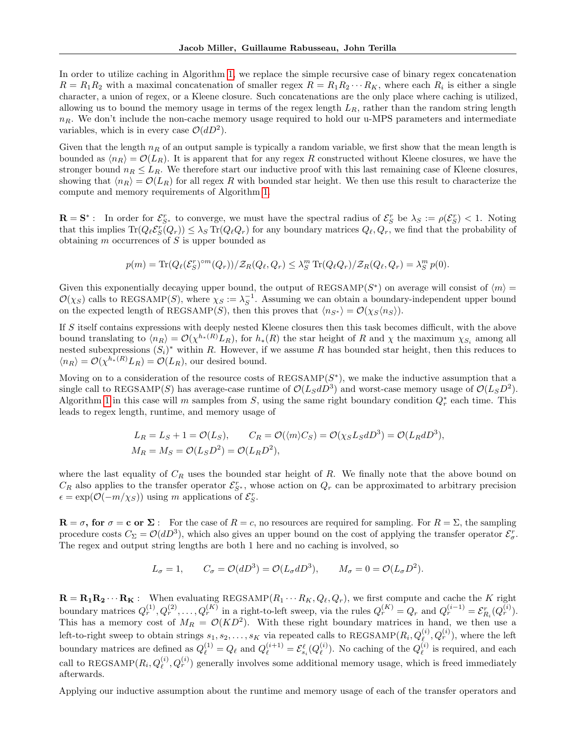In order to utilize caching in Algorithm 1, we replace the simple recursive case of binary regex concatenation $R = R_1 R_2$ with a maximal concatenation of smaller regex $R = R_1 R_2 \cdots R_K$, where each $R_i$ is either a single character, a union of regex, or a Kleene closure. Such concatenations are the only place where caching is utilized, allowing us to bound the memory usage in terms of the regex length $L_R$, rather than the random string length $n_R$. We don't include the non-cache memory usage required to hold our u-MPS parameters and intermediate variables, which is in every case $\mathcal{O}(dD^2)$.

Given that the length $n_R$ of an output sample is typically a random variable, we first show that the mean length is bounded as $\langle n_R \rangle = \mathcal{O}(L_R)$. It is apparent that for any regex $R$ constructed without Kleene closures, we have the stronger bound $n_R \leq L_R$. We therefore start our inductive proof with this last remaining case of Kleene closures, showing that $\langle n_R \rangle = \mathcal{O}(L_R)$ for all regex $R$ with bounded star height. We then use this result to characterize the compute and memory requirements of Algorithm 1.

**$\mathbf{R} = \mathbf{S}^*$ :** In order for $\mathcal{E}^r_{S^*}$ to converge, we must have the spectral radius of $\mathcal{E}^r_S$ be $\lambda_S := \rho(\mathcal{E}^r_S) < 1$. Noting that this implies $\mathrm{Tr}(Q_\ell \mathcal{E}^r_S(Q_r)) \leq \lambda_S \mathrm{Tr}(Q_\ell Q_r)$ for any boundary matrices $Q_\ell, Q_r$, we find that the probability of obtaining $m$ occurrences of $S$ is upper bounded as

$$p(m) = \mathrm{Tr}(Q_\ell (\mathcal{E}^r_S)^{\circ m}(Q_r))/\mathcal{Z}_R(Q_\ell, Q_r) \leq \lambda_S^m \mathrm{Tr}(Q_\ell Q_r)/\mathcal{Z}_R(Q_\ell, Q_r) = \lambda_S^m\, p(0).$$

Given this exponentially decaying upper bound, the output of REGSAMP($S^*$) on average will consist of $\langle m \rangle = \mathcal{O}(\chi_S)$ calls to REGSAMP($S$), where $\chi_S := \lambda_S^{-1}$. Assuming we can obtain a boundary-independent upper bound on the expected length of REGSAMP($S$), then this proves that $\langle n_{S^*} \rangle = \mathcal{O}(\chi_S \langle n_S \rangle)$.

If $S$ itself contains expressions with deeply nested Kleene closures then this task becomes difficult, with the above bound translating to $\langle n_R \rangle = \mathcal{O}(\chi^{h_*(R)} L_R)$, for $h_*(R)$ the star height of $R$ and $\chi$ the maximum $\chi_{S_i}$ among all nested subexpressions $(S_i)^*$ within $R$. However, if we assume $R$ has bounded star height, then this reduces to $\langle n_R \rangle = \mathcal{O}(\chi^{h_*(R)} L_R) = \mathcal{O}(L_R)$, our desired bound.

Moving on to a consideration of the resource costs of REGSAMP($S^*$), we make the inductive assumption that a single call to REGSAMP($S$) has average-case runtime of $\mathcal{O}(L_S dD^3)$ and worst-case memory usage of $\mathcal{O}(L_S D^2)$. Algorithm 1 in this case will $m$ samples from $S$, using the same right boundary condition $Q^*_r$ each time. This leads to regex length, runtime, and memory usage of

$$\begin{aligned} L_R &= L_S + 1 = \mathcal{O}(L_S), \qquad C_R = \mathcal{O}(\langle m \rangle C_S) = \mathcal{O}(\chi_S L_S dD^3) = \mathcal{O}(L_R dD^3), \\ M_R &= M_S = \mathcal{O}(L_S D^2) = \mathcal{O}(L_R D^2), \end{aligned}$$

where the last equality of $C_R$ uses the bounded star height of $R$. We finally note that the above bound on $C_R$ also applies to the transfer operator $\mathcal{E}^r_{S^*}$, whose action on $Q_r$ can be approximated to arbitrary precision $\epsilon = \exp(\mathcal{O}(-m/\chi_S))$ using $m$ applications of $\mathcal{E}^r_S$.

**$\mathbf{R} = \sigma$, for $\sigma = \mathbf{c}$ or $\mathbf{\Sigma}$ :** For the case of $R = c$, no resources are required for sampling. For $R = \Sigma$, the sampling procedure costs $C_\Sigma = \mathcal{O}(dD^3)$, which also gives an upper bound on the cost of applying the transfer operator $\mathcal{E}^r_\sigma$. The regex and output string lengths are both 1 here and no caching is involved, so

$$L_\sigma = 1, \qquad C_\sigma = \mathcal{O}(dD^3) = \mathcal{O}(L_\sigma dD^3), \qquad M_\sigma = 0 = \mathcal{O}(L_\sigma D^2).$$

**$\mathbf{R} = \mathbf{R_1 R_2} \cdots \mathbf{R_K}$ :** When evaluating REGSAMP($R_1 \cdots R_K, Q_\ell, Q_r$), we first compute and cache the $K$ right boundary matrices $Q_r^{(1)}, Q_r^{(2)}, \ldots, Q_r^{(K)}$ in a right-to-left sweep, via the rules $Q_r^{(K)} = Q_r$ and $Q_r^{(i-1)} = \mathcal{E}^r_{R_i}(Q_r^{(i)})$. This has a memory cost of $M_R = \mathcal{O}(KD^2)$. With these right boundary matrices in hand, we then use a left-to-right sweep to obtain strings $s_1, s_2, \ldots, s_K$ via repeated calls to REGSAMP($R_i, Q_\ell^{(i)}, Q_r^{(i)}$), where the left boundary matrices are defined as $Q_\ell^{(1)} = Q_\ell$ and $Q_\ell^{(i+1)} = \mathcal{E}^\ell_{s_i}(Q_\ell^{(i)})$. No caching of the $Q_\ell^{(i)}$ is required, and each call to REGSAMP($R_i, Q_\ell^{(i)}, Q_r^{(i)}$) generally involves some additional memory usage, which is freed immediately afterwards.

Applying our inductive assumption about the runtime and memory usage of each of the transfer operators and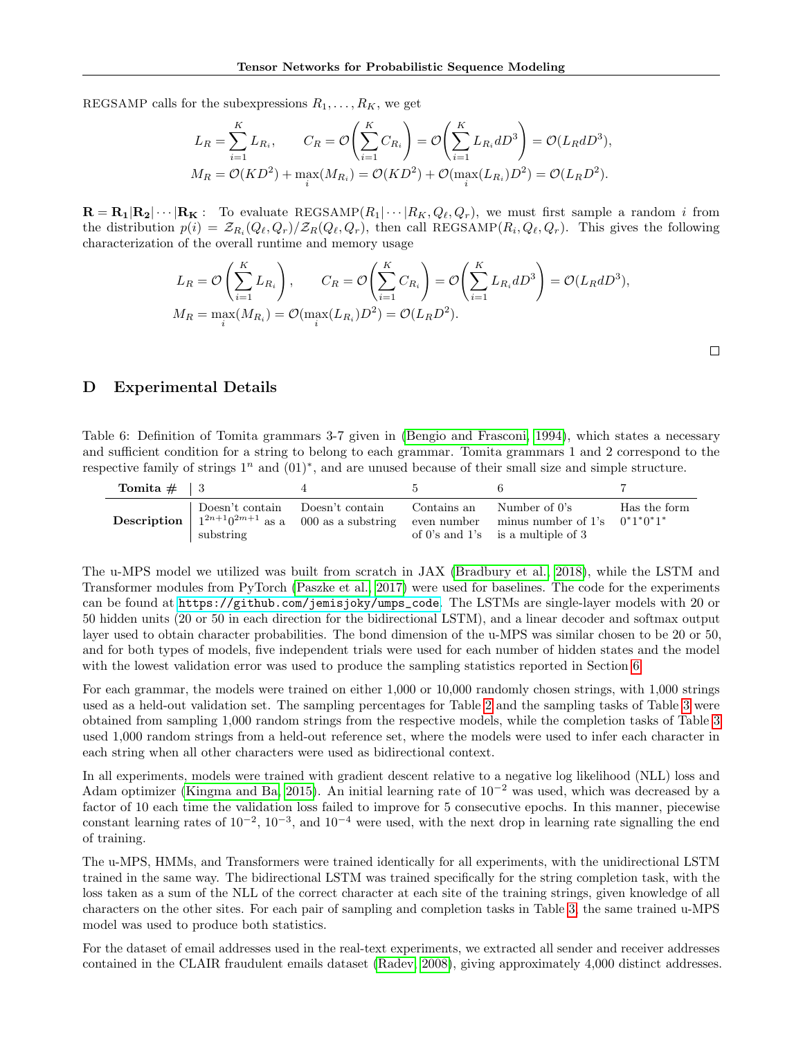REGSAMP calls for the subexpressions $R_1, \ldots, R_K$, we get

$$L_R = \sum_{i=1}^{K} L_{R_i}, \qquad C_R = \mathcal{O}\left(\sum_{i=1}^{K} C_{R_i}\right) = \mathcal{O}\left(\sum_{i=1}^{K} L_{R_i} d D^3\right) = \mathcal{O}(L_R d D^3),$$

$$M_R = \mathcal{O}(KD^2) + \max_i(M_{R_i}) = \mathcal{O}(KD^2) + \mathcal{O}(\max_i(L_{R_i})D^2) = \mathcal{O}(L_R D^2).$$

$\mathbf{R} = \mathbf{R_1}|\mathbf{R_2}|\cdots|\mathbf{R_K}$ **:** To evaluate REGSAMP$(R_1|\cdots|R_K, Q_\ell, Q_r)$, we must first sample a random $i$ from the distribution $p(i) = \mathcal{Z}_{R_i}(Q_\ell, Q_r)/\mathcal{Z}_R(Q_\ell, Q_r)$, then call REGSAMP$(R_i, Q_\ell, Q_r)$. This gives the following characterization of the overall runtime and memory usage

$$L_R = \mathcal{O}\left(\sum_{i=1}^{K} L_{R_i}\right), \qquad C_R = \mathcal{O}\left(\sum_{i=1}^{K} C_{R_i}\right) = \mathcal{O}\left(\sum_{i=1}^{K} L_{R_i} d D^3\right) = \mathcal{O}(L_R d D^3),$$

$$M_R = \max_i(M_{R_i}) = \mathcal{O}(\max_i(L_{R_i})D^2) = \mathcal{O}(L_R D^2).$$

□

## D Experimental Details

Table 6: Definition of Tomita grammars 3-7 given in (Bengio and Frasconi, 1994), which states a necessary and sufficient condition for a string to belong to each grammar. Tomita grammars 1 and 2 correspond to the respective family of strings $1^n$ and $(01)^*$, and are unused because of their small size and simple structure.

| **Tomita #** | 3 | 4 | 5 | 6 | 7 |
|---|---|---|---|---|---|
| **Description** | Doesn't contain $1^{2n+1}0^{2m+1}$ as a substring | Doesn't contain 000 as a substring | Contains an even number of 0's and 1's | Number of 0's minus number of 1's is a multiple of 3 | Has the form $0^*1^*0^*1^*$ |

The u-MPS model we utilized was built from scratch in JAX (Bradbury et al., 2018), while the LSTM and Transformer modules from PyTorch (Paszke et al., 2017) were used for baselines. The code for the experiments can be found at `https://github.com/jemisjoky/umps_code`. The LSTMs are single-layer models with 20 or 50 hidden units (20 or 50 in each direction for the bidirectional LSTM), and a linear decoder and softmax output layer used to obtain character probabilities. The bond dimension of the u-MPS was similar chosen to be 20 or 50, and for both types of models, five independent trials were used for each number of hidden states and the model with the lowest validation error was used to produce the sampling statistics reported in Section 6.

For each grammar, the models were trained on either 1,000 or 10,000 randomly chosen strings, with 1,000 strings used as a held-out validation set. The sampling percentages for Table 2 and the sampling tasks of Table 3 were obtained from sampling 1,000 random strings from the respective models, while the completion tasks of Table 3 used 1,000 random strings from a held-out reference set, where the models were used to infer each character in each string when all other characters were used as bidirectional context.

In all experiments, models were trained with gradient descent relative to a negative log likelihood (NLL) loss and Adam optimizer (Kingma and Ba, 2015). An initial learning rate of $10^{-2}$ was used, which was decreased by a factor of 10 each time the validation loss failed to improve for 5 consecutive epochs. In this manner, piecewise constant learning rates of $10^{-2}$, $10^{-3}$, and $10^{-4}$ were used, with the next drop in learning rate signalling the end of training.

The u-MPS, HMMs, and Transformers were trained identically for all experiments, with the unidirectional LSTM trained in the same way. The bidirectional LSTM was trained specifically for the string completion task, with the loss taken as a sum of the NLL of the correct character at each site of the training strings, given knowledge of all characters on the other sites. For each pair of sampling and completion tasks in Table 3, the same trained u-MPS model was used to produce both statistics.

For the dataset of email addresses used in the real-text experiments, we extracted all sender and receiver addresses contained in the CLAIR fraudulent emails dataset (Radev, 2008), giving approximately 4,000 distinct addresses.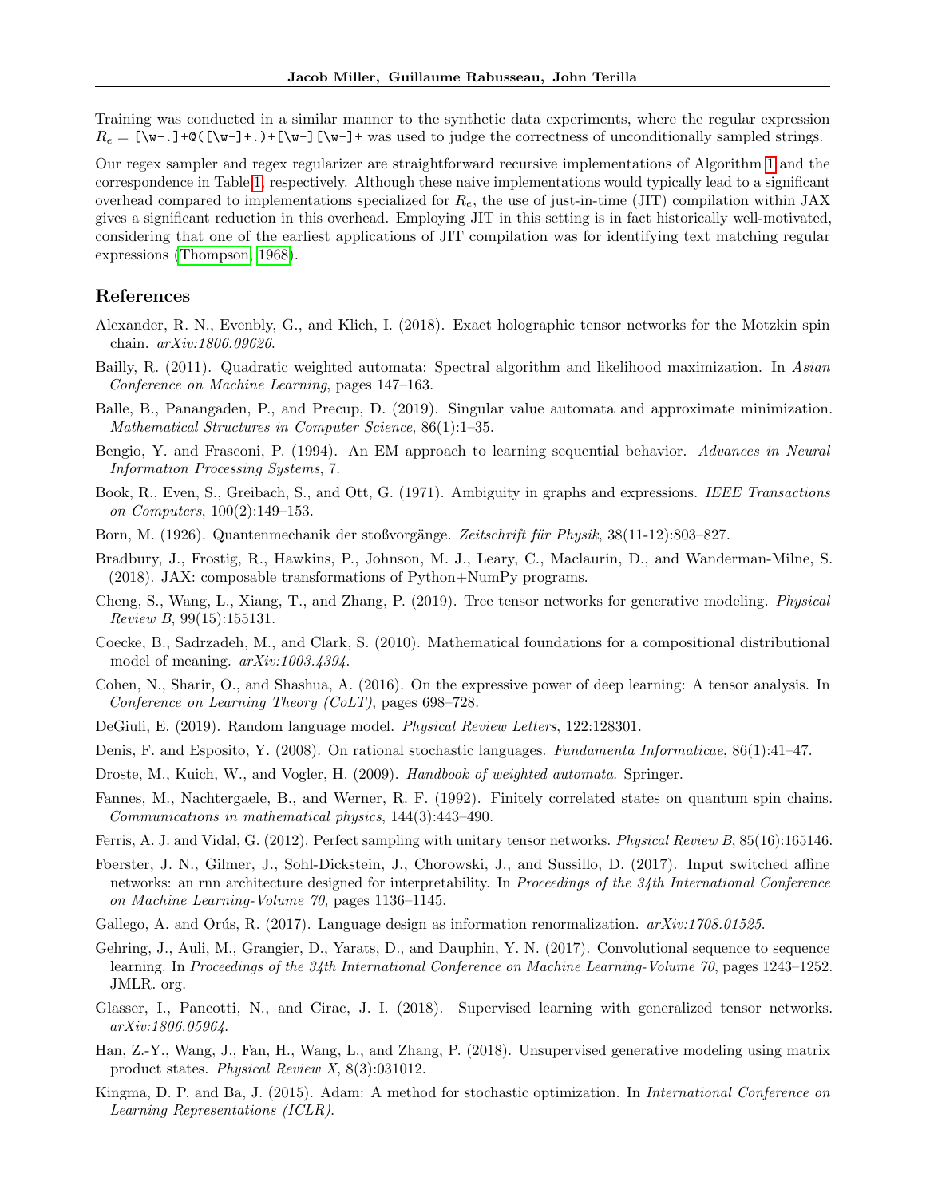Training was conducted in a similar manner to the synthetic data experiments, where the regular expression $R_e$ = `[\w-.]+@([\w-]+.)+[\w-][\w-]+` was used to judge the correctness of unconditionally sampled strings.

Our regex sampler and regex regularizer are straightforward recursive implementations of Algorithm 1 and the correspondence in Table 1, respectively. Although these naive implementations would typically lead to a significant overhead compared to implementations specialized for $R_e$, the use of just-in-time (JIT) compilation within JAX gives a significant reduction in this overhead. Employing JIT in this setting is in fact historically well-motivated, considering that one of the earliest applications of JIT compilation was for identifying text matching regular expressions (Thompson, 1968).

## References

Alexander, R. N., Evenbly, G., and Klich, I. (2018). Exact holographic tensor networks for the Motzkin spin chain. *arXiv:1806.09626*.

Bailly, R. (2011). Quadratic weighted automata: Spectral algorithm and likelihood maximization. In *Asian Conference on Machine Learning*, pages 147–163.

Balle, B., Panangaden, P., and Precup, D. (2019). Singular value automata and approximate minimization. *Mathematical Structures in Computer Science*, 86(1):1–35.

Bengio, Y. and Frasconi, P. (1994). An EM approach to learning sequential behavior. *Advances in Neural Information Processing Systems*, 7.

Book, R., Even, S., Greibach, S., and Ott, G. (1971). Ambiguity in graphs and expressions. *IEEE Transactions on Computers*, 100(2):149–153.

Born, M. (1926). Quantenmechanik der stoßvorgänge. *Zeitschrift für Physik*, 38(11-12):803–827.

Bradbury, J., Frostig, R., Hawkins, P., Johnson, M. J., Leary, C., Maclaurin, D., and Wanderman-Milne, S. (2018). JAX: composable transformations of Python+NumPy programs.

Cheng, S., Wang, L., Xiang, T., and Zhang, P. (2019). Tree tensor networks for generative modeling. *Physical Review B*, 99(15):155131.

Coecke, B., Sadrzadeh, M., and Clark, S. (2010). Mathematical foundations for a compositional distributional model of meaning. *arXiv:1003.4394*.

Cohen, N., Sharir, O., and Shashua, A. (2016). On the expressive power of deep learning: A tensor analysis. In *Conference on Learning Theory (CoLT)*, pages 698–728.

DeGiuli, E. (2019). Random language model. *Physical Review Letters*, 122:128301.

Denis, F. and Esposito, Y. (2008). On rational stochastic languages. *Fundamenta Informaticae*, 86(1):41–47.

Droste, M., Kuich, W., and Vogler, H. (2009). *Handbook of weighted automata*. Springer.

Fannes, M., Nachtergaele, B., and Werner, R. F. (1992). Finitely correlated states on quantum spin chains. *Communications in mathematical physics*, 144(3):443–490.

Ferris, A. J. and Vidal, G. (2012). Perfect sampling with unitary tensor networks. *Physical Review B*, 85(16):165146.

Foerster, J. N., Gilmer, J., Sohl-Dickstein, J., Chorowski, J., and Sussillo, D. (2017). Input switched affine networks: an rnn architecture designed for interpretability. In *Proceedings of the 34th International Conference on Machine Learning-Volume 70*, pages 1136–1145.

Gallego, A. and Orús, R. (2017). Language design as information renormalization. *arXiv:1708.01525*.

Gehring, J., Auli, M., Grangier, D., Yarats, D., and Dauphin, Y. N. (2017). Convolutional sequence to sequence learning. In *Proceedings of the 34th International Conference on Machine Learning-Volume 70*, pages 1243–1252. JMLR. org.

Glasser, I., Pancotti, N., and Cirac, J. I. (2018). Supervised learning with generalized tensor networks. *arXiv:1806.05964*.

Han, Z.-Y., Wang, J., Fan, H., Wang, L., and Zhang, P. (2018). Unsupervised generative modeling using matrix product states. *Physical Review X*, 8(3):031012.

Kingma, D. P. and Ba, J. (2015). Adam: A method for stochastic optimization. In *International Conference on Learning Representations (ICLR)*.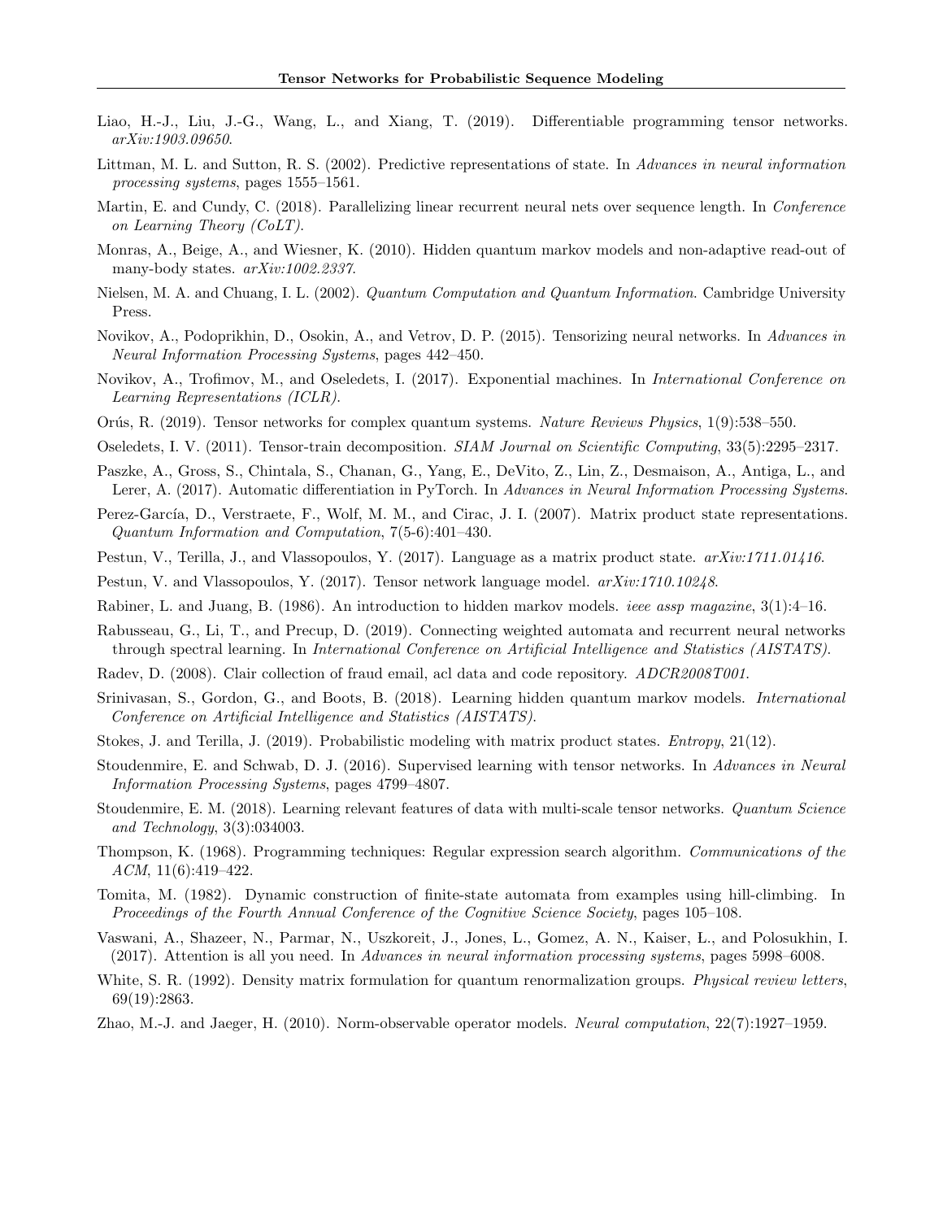Liao, H.-J., Liu, J.-G., Wang, L., and Xiang, T. (2019). Differentiable programming tensor networks. *arXiv:1903.09650*.

Littman, M. L. and Sutton, R. S. (2002). Predictive representations of state. In *Advances in neural information processing systems*, pages 1555–1561.

Martin, E. and Cundy, C. (2018). Parallelizing linear recurrent neural nets over sequence length. In *Conference on Learning Theory (CoLT)*.

Monras, A., Beige, A., and Wiesner, K. (2010). Hidden quantum markov models and non-adaptive read-out of many-body states. *arXiv:1002.2337*.

Nielsen, M. A. and Chuang, I. L. (2002). *Quantum Computation and Quantum Information*. Cambridge University Press.

Novikov, A., Podoprikhin, D., Osokin, A., and Vetrov, D. P. (2015). Tensorizing neural networks. In *Advances in Neural Information Processing Systems*, pages 442–450.

Novikov, A., Trofimov, M., and Oseledets, I. (2017). Exponential machines. In *International Conference on Learning Representations (ICLR)*.

Orús, R. (2019). Tensor networks for complex quantum systems. *Nature Reviews Physics*, 1(9):538–550.

Oseledets, I. V. (2011). Tensor-train decomposition. *SIAM Journal on Scientific Computing*, 33(5):2295–2317.

Paszke, A., Gross, S., Chintala, S., Chanan, G., Yang, E., DeVito, Z., Lin, Z., Desmaison, A., Antiga, L., and Lerer, A. (2017). Automatic differentiation in PyTorch. In *Advances in Neural Information Processing Systems*.

Perez-García, D., Verstraete, F., Wolf, M. M., and Cirac, J. I. (2007). Matrix product state representations. *Quantum Information and Computation*, 7(5-6):401–430.

Pestun, V., Terilla, J., and Vlassopoulos, Y. (2017). Language as a matrix product state. *arXiv:1711.01416*.

Pestun, V. and Vlassopoulos, Y. (2017). Tensor network language model. *arXiv:1710.10248*.

Rabiner, L. and Juang, B. (1986). An introduction to hidden markov models. *ieee assp magazine*, 3(1):4–16.

Rabusseau, G., Li, T., and Precup, D. (2019). Connecting weighted automata and recurrent neural networks through spectral learning. In *International Conference on Artificial Intelligence and Statistics (AISTATS)*.

Radev, D. (2008). Clair collection of fraud email, acl data and code repository. *ADCR2008T001*.

Srinivasan, S., Gordon, G., and Boots, B. (2018). Learning hidden quantum markov models. *International Conference on Artificial Intelligence and Statistics (AISTATS)*.

Stokes, J. and Terilla, J. (2019). Probabilistic modeling with matrix product states. *Entropy*, 21(12).

Stoudenmire, E. and Schwab, D. J. (2016). Supervised learning with tensor networks. In *Advances in Neural Information Processing Systems*, pages 4799–4807.

Stoudenmire, E. M. (2018). Learning relevant features of data with multi-scale tensor networks. *Quantum Science and Technology*, 3(3):034003.

Thompson, K. (1968). Programming techniques: Regular expression search algorithm. *Communications of the ACM*, 11(6):419–422.

Tomita, M. (1982). Dynamic construction of finite-state automata from examples using hill-climbing. In *Proceedings of the Fourth Annual Conference of the Cognitive Science Society*, pages 105–108.

Vaswani, A., Shazeer, N., Parmar, N., Uszkoreit, J., Jones, L., Gomez, A. N., Kaiser, L., and Polosukhin, I. (2017). Attention is all you need. In *Advances in neural information processing systems*, pages 5998–6008.

White, S. R. (1992). Density matrix formulation for quantum renormalization groups. *Physical review letters*, 69(19):2863.

Zhao, M.-J. and Jaeger, H. (2010). Norm-observable operator models. *Neural computation*, 22(7):1927–1959.